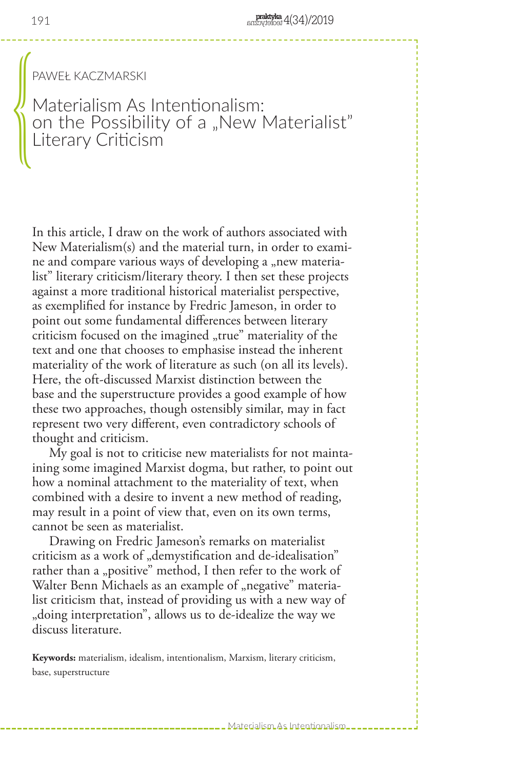PAWEŁ KACZMARSKI

# Materialism As Intentionalism: on the Possibility of a „New Materialist" Literary Criticism

In this article, I draw on the work of authors associated with New Materialism(s) and the material turn, in order to examine and compare various ways of developing a „new materialist" literary criticism/literary theory. I then set these projects against a more traditional historical materialist perspective, as exemplified for instance by Fredric Jameson, in order to point out some fundamental differences between literary criticism focused on the imagined „true" materiality of the text and one that chooses to emphasise instead the inherent materiality of the work of literature as such (on all its levels). Here, the oft-discussed Marxist distinction between the base and the superstructure provides a good example of how these two approaches, though ostensibly similar, may in fact represent two very different, even contradictory schools of thought and criticism.

My goal is not to criticise new materialists for not maintaining some imagined Marxist dogma, but rather, to point out how a nominal attachment to the materiality of text, when combined with a desire to invent a new method of reading, may result in a point of view that, even on its own terms, cannot be seen as materialist.

Drawing on Fredric Jameson's remarks on materialist criticism as a work of „demystification and de-idealisation" rather than a „positive" method, I then refer to the work of Walter Benn Michaels as an example of „negative" materialist criticism that, instead of providing us with a new way of „doing interpretation", allows us to de-idealize the way we discuss literature.

**Keywords:** materialism, idealism, intentionalism, Marxism, literary criticism, base, superstructure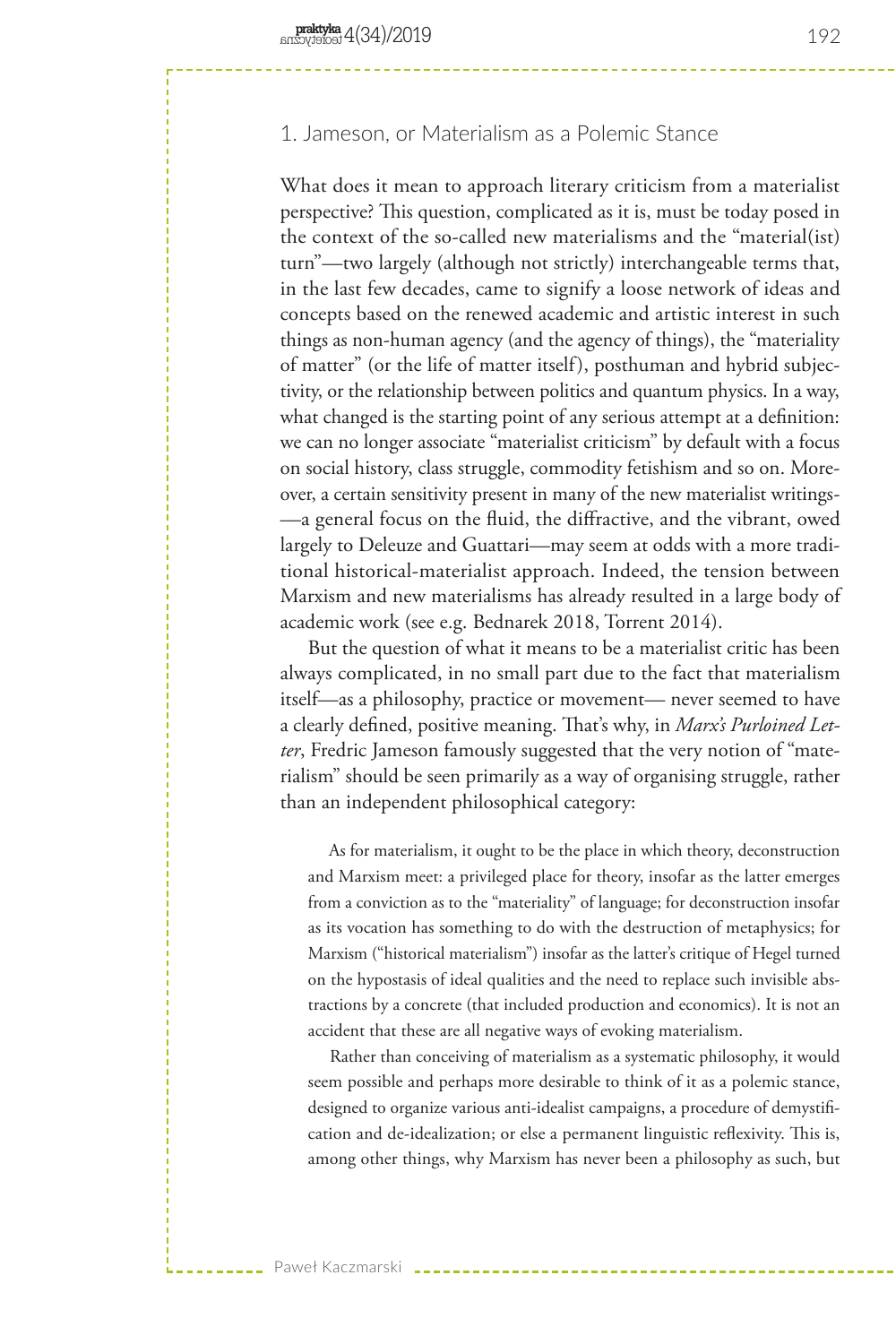## 1. Jameson, or Materialism as a Polemic Stance

What does it mean to approach literary criticism from a materialist perspective? This question, complicated as it is, must be today posed in the context of the so-called new materialisms and the "material(ist) turn"—two largely (although not strictly) interchangeable terms that, in the last few decades, came to signify a loose network of ideas and concepts based on the renewed academic and artistic interest in such things as non-human agency (and the agency of things), the "materiality of matter" (or the life of matter itself), posthuman and hybrid subjectivity, or the relationship between politics and quantum physics. In a way, what changed is the starting point of any serious attempt at a definition: we can no longer associate "materialist criticism" by default with a focus on social history, class struggle, commodity fetishism and so on. Moreover, a certain sensitivity present in many of the new materialist writings—a general focus on the fluid, the diffractive, and the vibrant, owed largely to Deleuze and Guattari—may seem at odds with a more traditional historical-materialist approach. Indeed, the tension between Marxism and new materialisms has already resulted in a large body of academic work (see e.g. Bednarek 2018, Torrent 2014).

But the question of what it means to be a materialist critic has been always complicated, in no small part due to the fact that materialism itself—as a philosophy, practice or movement— never seemed to have a clearly defined, positive meaning. That's why, in *Marx's Purloined Letter*, Fredric Jameson famously suggested that the very notion of "materialism" should be seen primarily as a way of organising struggle, rather than an independent philosophical category:

> As for materialism, it ought to be the place in which theory, deconstruction and Marxism meet: a privileged place for theory, insofar as the latter emerges from a conviction as to the "materiality" of language; for deconstruction insofar as its vocation has something to do with the destruction of metaphysics; for Marxism ("historical materialism") insofar as the latter's critique of Hegel turned on the hypostasis of ideal qualities and the need to replace such invisible abstractions by a concrete (that included production and economics). It is not an accident that these are all negative ways of evoking materialism.
>
> Rather than conceiving of materialism as a systematic philosophy, it would seem possible and perhaps more desirable to think of it as a polemic stance, designed to organize various anti-idealist campaigns, a procedure of demystification and de-idealization; or else a permanent linguistic reflexivity. This is, among other things, why Marxism has never been a philosophy as such, but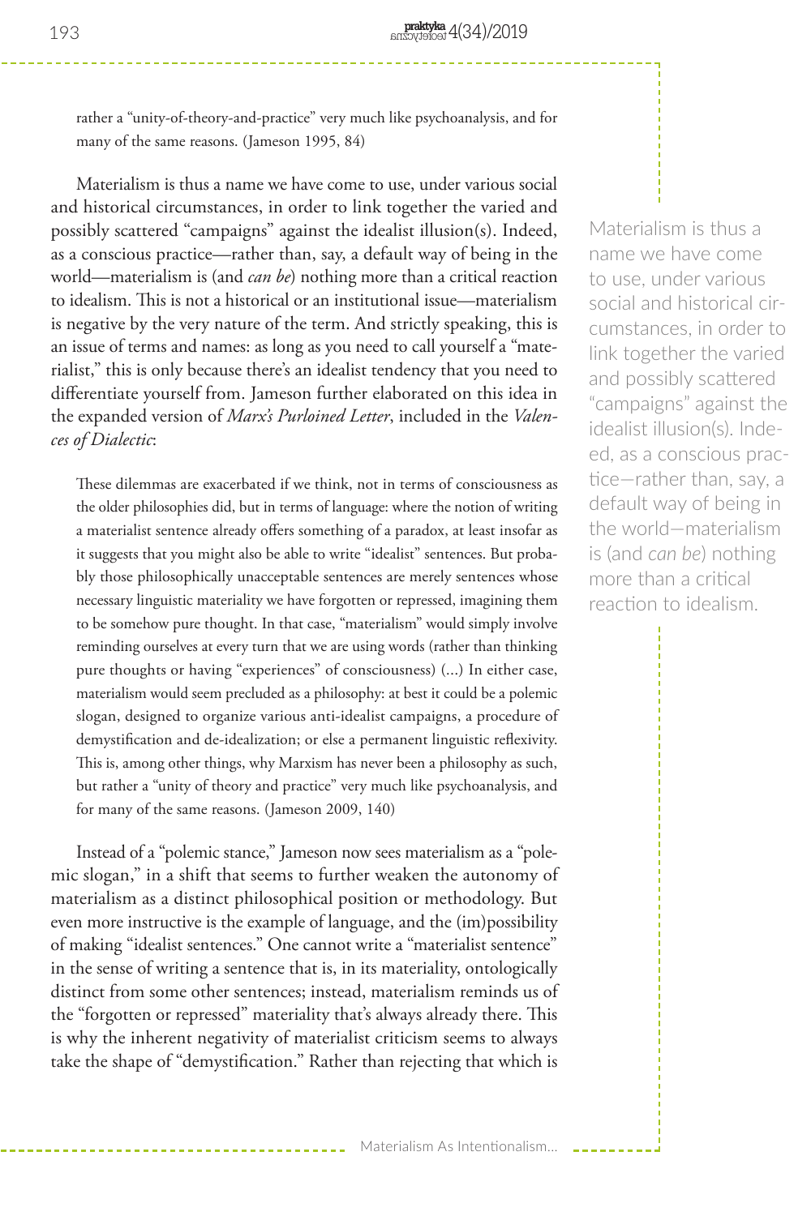> rather a "unity-of-theory-and-practice" very much like psychoanalysis, and for many of the same reasons. (Jameson 1995, 84)

Materialism is thus a name we have come to use, under various social and historical circumstances, in order to link together the varied and possibly scattered "campaigns" against the idealist illusion(s). Indeed, as a conscious practice—rather than, say, a default way of being in the world—materialism is (and *can be*) nothing more than a critical reaction to idealism. This is not a historical or an institutional issue—materialism is negative by the very nature of the term. And strictly speaking, this is an issue of terms and names: as long as you need to call yourself a "materialist," this is only because there's an idealist tendency that you need to differentiate yourself from. Jameson further elaborated on this idea in the expanded version of *Marx's Purloined Letter*, included in the *Valences of Dialectic*:

> These dilemmas are exacerbated if we think, not in terms of consciousness as the older philosophies did, but in terms of language: where the notion of writing a materialist sentence already offers something of a paradox, at least insofar as it suggests that you might also be able to write "idealist" sentences. But probably those philosophically unacceptable sentences are merely sentences whose necessary linguistic materiality we have forgotten or repressed, imagining them to be somehow pure thought. In that case, "materialism" would simply involve reminding ourselves at every turn that we are using words (rather than thinking pure thoughts or having "experiences" of consciousness) (...) In either case, materialism would seem precluded as a philosophy: at best it could be a polemic slogan, designed to organize various anti-idealist campaigns, a procedure of demystification and de-idealization; or else a permanent linguistic reflexivity. This is, among other things, why Marxism has never been a philosophy as such, but rather a "unity of theory and practice" very much like psychoanalysis, and for many of the same reasons. (Jameson 2009, 140)

Instead of a "polemic stance," Jameson now sees materialism as a "polemic slogan," in a shift that seems to further weaken the autonomy of materialism as a distinct philosophical position or methodology. But even more instructive is the example of language, and the (im)possibility of making "idealist sentences." One cannot write a "materialist sentence" in the sense of writing a sentence that is, in its materiality, ontologically distinct from some other sentences; instead, materialism reminds us of the "forgotten or repressed" materiality that's always already there. This is why the inherent negativity of materialist criticism seems to always take the shape of "demystification." Rather than rejecting that which is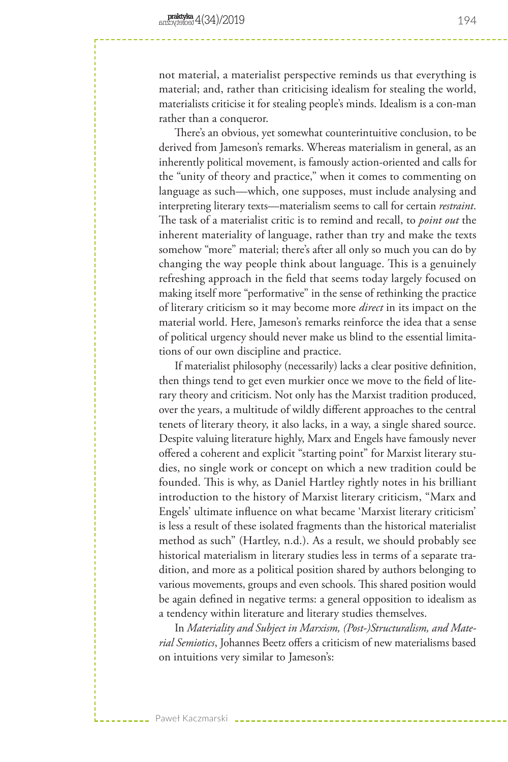not material, a materialist perspective reminds us that everything is material; and, rather than criticising idealism for stealing the world, materialists criticise it for stealing people's minds. Idealism is a con-man rather than a conqueror.

There's an obvious, yet somewhat counterintuitive conclusion, to be derived from Jameson's remarks. Whereas materialism in general, as an inherently political movement, is famously action-oriented and calls for the "unity of theory and practice," when it comes to commenting on language as such—which, one supposes, must include analysing and interpreting literary texts—materialism seems to call for certain *restraint*. The task of a materialist critic is to remind and recall, to *point out* the inherent materiality of language, rather than try and make the texts somehow "more" material; there's after all only so much you can do by changing the way people think about language. This is a genuinely refreshing approach in the field that seems today largely focused on making itself more "performative" in the sense of rethinking the practice of literary criticism so it may become more *direct* in its impact on the material world. Here, Jameson's remarks reinforce the idea that a sense of political urgency should never make us blind to the essential limitations of our own discipline and practice.

If materialist philosophy (necessarily) lacks a clear positive definition, then things tend to get even murkier once we move to the field of literary theory and criticism. Not only has the Marxist tradition produced, over the years, a multitude of wildly different approaches to the central tenets of literary theory, it also lacks, in a way, a single shared source. Despite valuing literature highly, Marx and Engels have famously never offered a coherent and explicit "starting point" for Marxist literary studies, no single work or concept on which a new tradition could be founded. This is why, as Daniel Hartley rightly notes in his brilliant introduction to the history of Marxist literary criticism, "Marx and Engels' ultimate influence on what became 'Marxist literary criticism' is less a result of these isolated fragments than the historical materialist method as such" (Hartley, n.d.). As a result, we should probably see historical materialism in literary studies less in terms of a separate tradition, and more as a political position shared by authors belonging to various movements, groups and even schools. This shared position would be again defined in negative terms: a general opposition to idealism as a tendency within literature and literary studies themselves.

In *Materiality and Subject in Marxism, (Post-)Structuralism, and Material Semiotics*, Johannes Beetz offers a criticism of new materialisms based on intuitions very similar to Jameson's: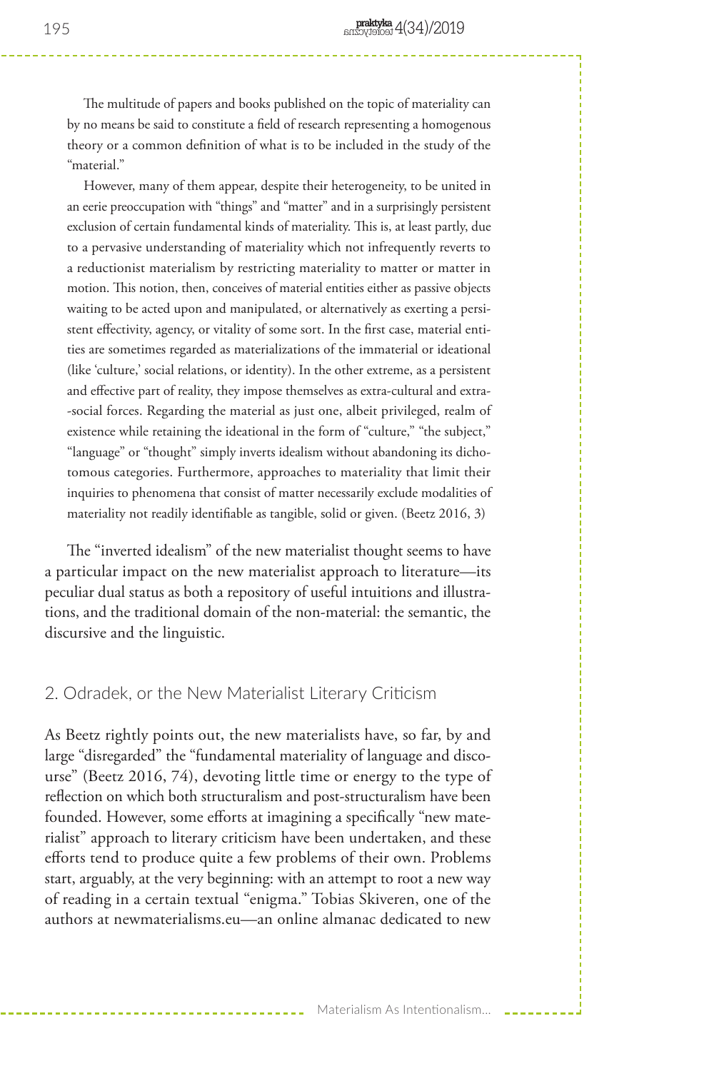The multitude of papers and books published on the topic of materiality can by no means be said to constitute a field of research representing a homogenous theory or a common definition of what is to be included in the study of the "material."

> However, many of them appear, despite their heterogeneity, to be united in an eerie preoccupation with "things" and "matter" and in a surprisingly persistent exclusion of certain fundamental kinds of materiality. This is, at least partly, due to a pervasive understanding of materiality which not infrequently reverts to a reductionist materialism by restricting materiality to matter or matter in motion. This notion, then, conceives of material entities either as passive objects waiting to be acted upon and manipulated, or alternatively as exerting a persistent effectivity, agency, or vitality of some sort. In the first case, material entities are sometimes regarded as materializations of the immaterial or ideational (like 'culture,' social relations, or identity). In the other extreme, as a persistent and effective part of reality, they impose themselves as extra-cultural and extra-social forces. Regarding the material as just one, albeit privileged, realm of existence while retaining the ideational in the form of "culture," "the subject," "language" or "thought" simply inverts idealism without abandoning its dichotomous categories. Furthermore, approaches to materiality that limit their inquiries to phenomena that consist of matter necessarily exclude modalities of materiality not readily identifiable as tangible, solid or given. (Beetz 2016, 3)

The "inverted idealism" of the new materialist thought seems to have a particular impact on the new materialist approach to literature—its peculiar dual status as both a repository of useful intuitions and illustrations, and the traditional domain of the non-material: the semantic, the discursive and the linguistic.

## 2. Odradek, or the New Materialist Literary Criticism

As Beetz rightly points out, the new materialists have, so far, by and large "disregarded" the "fundamental materiality of language and discourse" (Beetz 2016, 74), devoting little time or energy to the type of reflection on which both structuralism and post-structuralism have been founded. However, some efforts at imagining a specifically "new materialist" approach to literary criticism have been undertaken, and these efforts tend to produce quite a few problems of their own. Problems start, arguably, at the very beginning: with an attempt to root a new way of reading in a certain textual "enigma." Tobias Skiveren, one of the authors at newmaterialisms.eu—an online almanac dedicated to new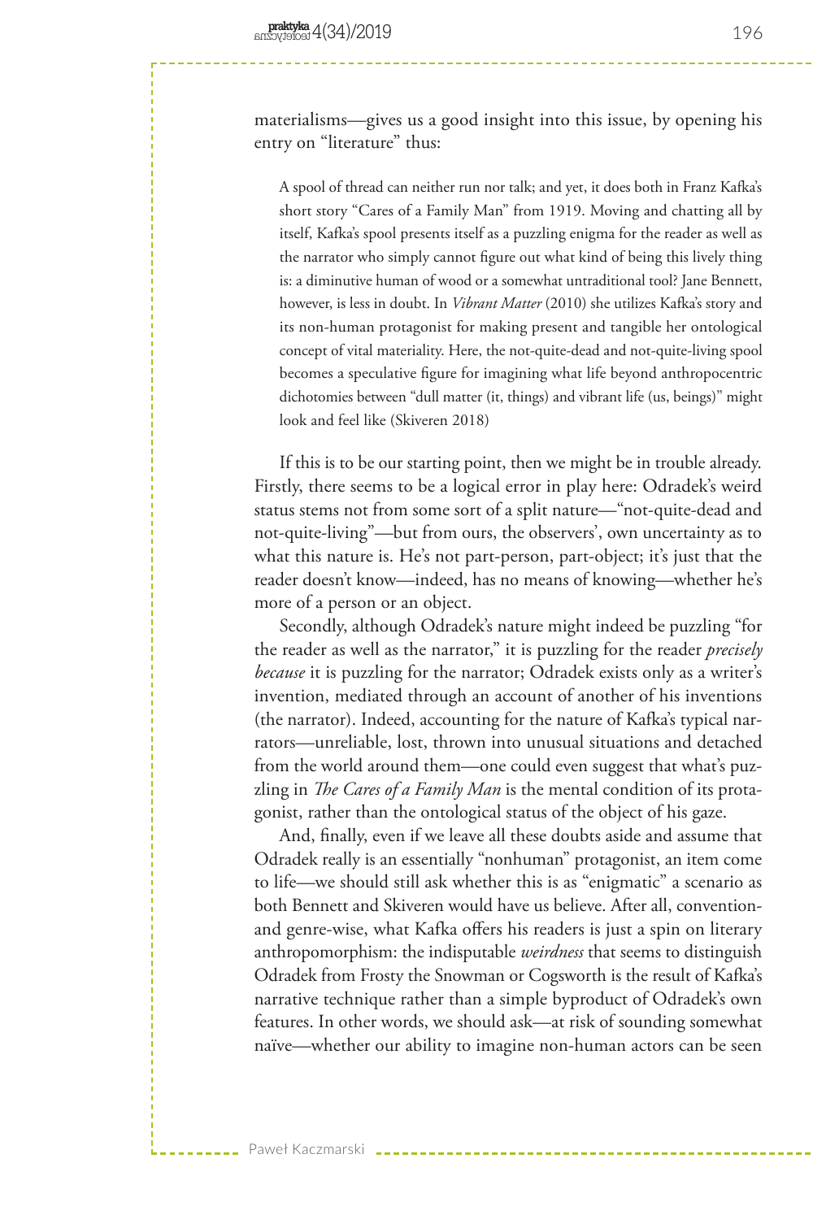materialisms—gives us a good insight into this issue, by opening his entry on "literature" thus:

> A spool of thread can neither run nor talk; and yet, it does both in Franz Kafka's short story "Cares of a Family Man" from 1919. Moving and chatting all by itself, Kafka's spool presents itself as a puzzling enigma for the reader as well as the narrator who simply cannot figure out what kind of being this lively thing is: a diminutive human of wood or a somewhat untraditional tool? Jane Bennett, however, is less in doubt. In *Vibrant Matter* (2010) she utilizes Kafka's story and its non-human protagonist for making present and tangible her ontological concept of vital materiality. Here, the not-quite-dead and not-quite-living spool becomes a speculative figure for imagining what life beyond anthropocentric dichotomies between "dull matter (it, things) and vibrant life (us, beings)" might look and feel like (Skiveren 2018)

If this is to be our starting point, then we might be in trouble already. Firstly, there seems to be a logical error in play here: Odradek's weird status stems not from some sort of a split nature—"not-quite-dead and not-quite-living"—but from ours, the observers', own uncertainty as to what this nature is. He's not part-person, part-object; it's just that the reader doesn't know—indeed, has no means of knowing—whether he's more of a person or an object.

Secondly, although Odradek's nature might indeed be puzzling "for the reader as well as the narrator," it is puzzling for the reader *precisely because* it is puzzling for the narrator; Odradek exists only as a writer's invention, mediated through an account of another of his inventions (the narrator). Indeed, accounting for the nature of Kafka's typical narrators—unreliable, lost, thrown into unusual situations and detached from the world around them—one could even suggest that what's puzzling in *The Cares of a Family Man* is the mental condition of its protagonist, rather than the ontological status of the object of his gaze.

And, finally, even if we leave all these doubts aside and assume that Odradek really is an essentially "nonhuman" protagonist, an item come to life—we should still ask whether this is as "enigmatic" a scenario as both Bennett and Skiveren would have us believe. After all, convention- and genre-wise, what Kafka offers his readers is just a spin on literary anthropomorphism: the indisputable *weirdness* that seems to distinguish Odradek from Frosty the Snowman or Cogsworth is the result of Kafka's narrative technique rather than a simple byproduct of Odradek's own features. In other words, we should ask—at risk of sounding somewhat naïve—whether our ability to imagine non-human actors can be seen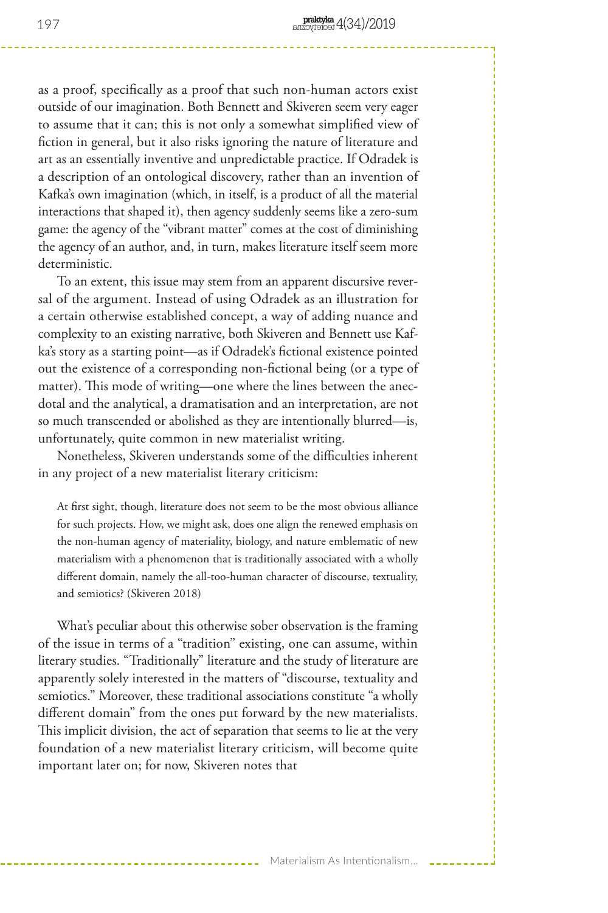as a proof, specifically as a proof that such non-human actors exist outside of our imagination. Both Bennett and Skiveren seem very eager to assume that it can; this is not only a somewhat simplified view of fiction in general, but it also risks ignoring the nature of literature and art as an essentially inventive and unpredictable practice. If Odradek is a description of an ontological discovery, rather than an invention of Kafka's own imagination (which, in itself, is a product of all the material interactions that shaped it), then agency suddenly seems like a zero-sum game: the agency of the "vibrant matter" comes at the cost of diminishing the agency of an author, and, in turn, makes literature itself seem more deterministic.

To an extent, this issue may stem from an apparent discursive reversal of the argument. Instead of using Odradek as an illustration for a certain otherwise established concept, a way of adding nuance and complexity to an existing narrative, both Skiveren and Bennett use Kafka's story as a starting point—as if Odradek's fictional existence pointed out the existence of a corresponding non-fictional being (or a type of matter). This mode of writing—one where the lines between the anecdotal and the analytical, a dramatisation and an interpretation, are not so much transcended or abolished as they are intentionally blurred—is, unfortunately, quite common in new materialist writing.

Nonetheless, Skiveren understands some of the difficulties inherent in any project of a new materialist literary criticism:

> At first sight, though, literature does not seem to be the most obvious alliance for such projects. How, we might ask, does one align the renewed emphasis on the non-human agency of materiality, biology, and nature emblematic of new materialism with a phenomenon that is traditionally associated with a wholly different domain, namely the all-too-human character of discourse, textuality, and semiotics? (Skiveren 2018)

What's peculiar about this otherwise sober observation is the framing of the issue in terms of a "tradition" existing, one can assume, within literary studies. "Traditionally" literature and the study of literature are apparently solely interested in the matters of "discourse, textuality and semiotics." Moreover, these traditional associations constitute "a wholly different domain" from the ones put forward by the new materialists. This implicit division, the act of separation that seems to lie at the very foundation of a new materialist literary criticism, will become quite important later on; for now, Skiveren notes that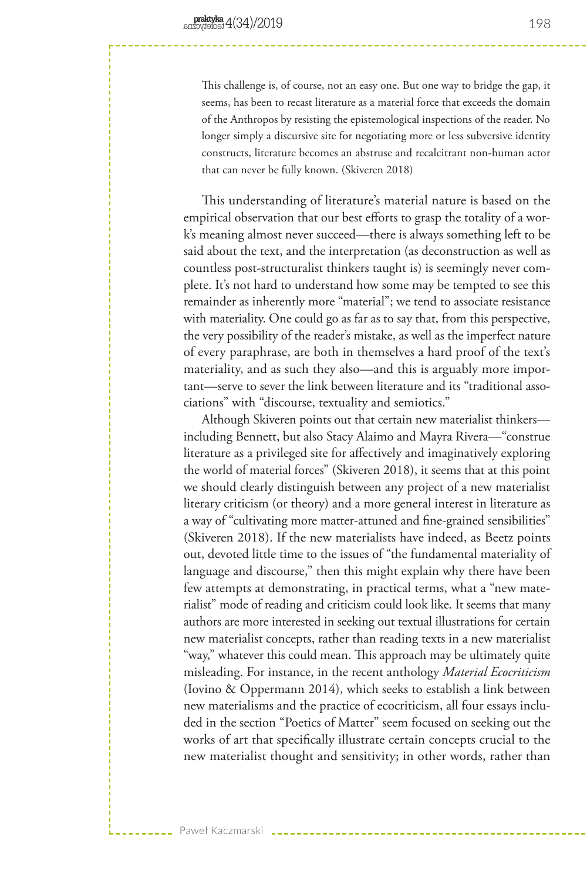> This challenge is, of course, not an easy one. But one way to bridge the gap, it seems, has been to recast literature as a material force that exceeds the domain of the Anthropos by resisting the epistemological inspections of the reader. No longer simply a discursive site for negotiating more or less subversive identity constructs, literature becomes an abstruse and recalcitrant non-human actor that can never be fully known. (Skiveren 2018)

This understanding of literature's material nature is based on the empirical observation that our best efforts to grasp the totality of a work's meaning almost never succeed—there is always something left to be said about the text, and the interpretation (as deconstruction as well as countless post-structuralist thinkers taught is) is seemingly never complete. It's not hard to understand how some may be tempted to see this remainder as inherently more "material"; we tend to associate resistance with materiality. One could go as far as to say that, from this perspective, the very possibility of the reader's mistake, as well as the imperfect nature of every paraphrase, are both in themselves a hard proof of the text's materiality, and as such they also—and this is arguably more important—serve to sever the link between literature and its "traditional associations" with "discourse, textuality and semiotics."

Although Skiveren points out that certain new materialist thinkers—including Bennett, but also Stacy Alaimo and Mayra Rivera—"construe literature as a privileged site for affectively and imaginatively exploring the world of material forces" (Skiveren 2018), it seems that at this point we should clearly distinguish between any project of a new materialist literary criticism (or theory) and a more general interest in literature as a way of "cultivating more matter-attuned and fine-grained sensibilities" (Skiveren 2018). If the new materialists have indeed, as Beetz points out, devoted little time to the issues of "the fundamental materiality of language and discourse," then this might explain why there have been few attempts at demonstrating, in practical terms, what a "new materialist" mode of reading and criticism could look like. It seems that many authors are more interested in seeking out textual illustrations for certain new materialist concepts, rather than reading texts in a new materialist "way," whatever this could mean. This approach may be ultimately quite misleading. For instance, in the recent anthology *Material Ecocriticism* (Iovino & Oppermann 2014), which seeks to establish a link between new materialisms and the practice of ecocriticism, all four essays included in the section "Poetics of Matter" seem focused on seeking out the works of art that specifically illustrate certain concepts crucial to the new materialist thought and sensitivity; in other words, rather than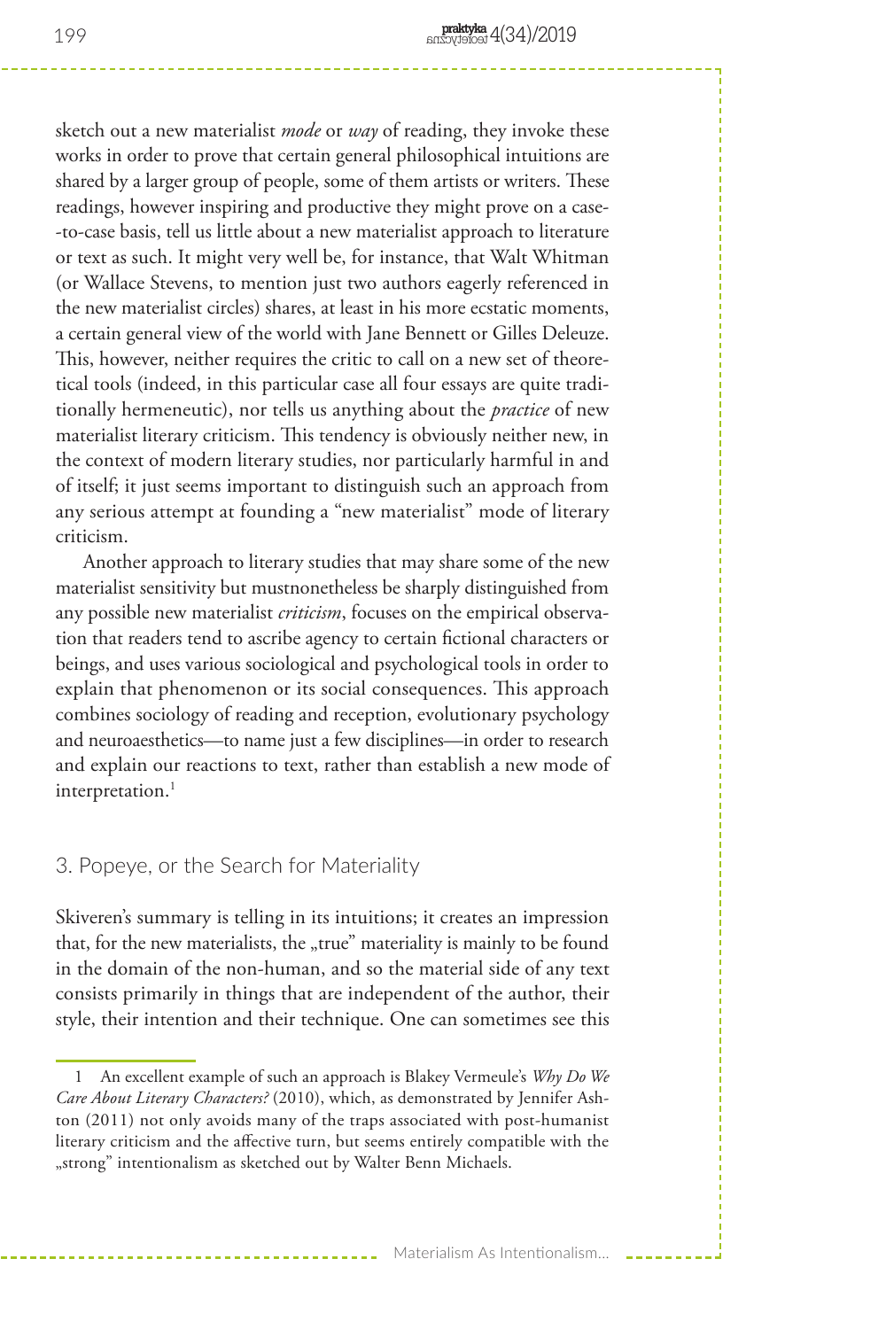sketch out a new materialist *mode* or *way* of reading, they invoke these works in order to prove that certain general philosophical intuitions are shared by a larger group of people, some of them artists or writers. These readings, however inspiring and productive they might prove on a case-to-case basis, tell us little about a new materialist approach to literature or text as such. It might very well be, for instance, that Walt Whitman (or Wallace Stevens, to mention just two authors eagerly referenced in the new materialist circles) shares, at least in his more ecstatic moments, a certain general view of the world with Jane Bennett or Gilles Deleuze. This, however, neither requires the critic to call on a new set of theoretical tools (indeed, in this particular case all four essays are quite traditionally hermeneutic), nor tells us anything about the *practice* of new materialist literary criticism. This tendency is obviously neither new, in the context of modern literary studies, nor particularly harmful in and of itself; it just seems important to distinguish such an approach from any serious attempt at founding a "new materialist" mode of literary criticism.

Another approach to literary studies that may share some of the new materialist sensitivity but mustnonetheless be sharply distinguished from any possible new materialist *criticism*, focuses on the empirical observation that readers tend to ascribe agency to certain fictional characters or beings, and uses various sociological and psychological tools in order to explain that phenomenon or its social consequences. This approach combines sociology of reading and reception, evolutionary psychology and neuroaesthetics—to name just a few disciplines—in order to research and explain our reactions to text, rather than establish a new mode of interpretation.[1]

## 3. Popeye, or the Search for Materiality

Skiveren's summary is telling in its intuitions; it creates an impression that, for the new materialists, the „true" materiality is mainly to be found in the domain of the non-human, and so the material side of any text consists primarily in things that are independent of the author, their style, their intention and their technique. One can sometimes see this

1 An excellent example of such an approach is Blakey Vermeule's *Why Do We Care About Literary Characters?* (2010), which, as demonstrated by Jennifer Ashton (2011) not only avoids many of the traps associated with post-humanist literary criticism and the affective turn, but seems entirely compatible with the „strong" intentionalism as sketched out by Walter Benn Michaels.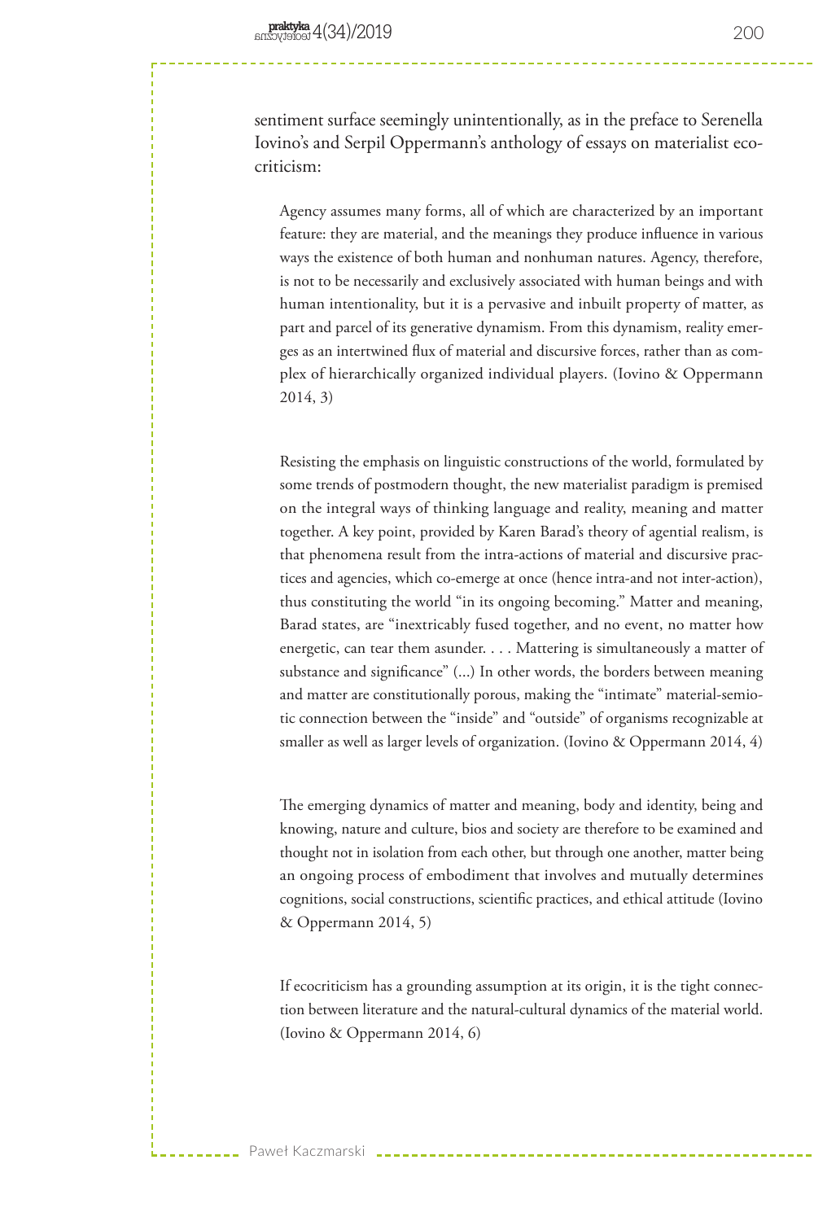sentiment surface seemingly unintentionally, as in the preface to Serenella Iovino's and Serpil Oppermann's anthology of essays on materialist ecocriticism:

> Agency assumes many forms, all of which are characterized by an important feature: they are material, and the meanings they produce influence in various ways the existence of both human and nonhuman natures. Agency, therefore, is not to be necessarily and exclusively associated with human beings and with human intentionality, but it is a pervasive and inbuilt property of matter, as part and parcel of its generative dynamism. From this dynamism, reality emerges as an intertwined flux of material and discursive forces, rather than as complex of hierarchically organized individual players. (Iovino & Oppermann 2014, 3)

> Resisting the emphasis on linguistic constructions of the world, formulated by some trends of postmodern thought, the new materialist paradigm is premised on the integral ways of thinking language and reality, meaning and matter together. A key point, provided by Karen Barad's theory of agential realism, is that phenomena result from the intra-actions of material and discursive practices and agencies, which co-emerge at once (hence intra-and not inter-action), thus constituting the world "in its ongoing becoming." Matter and meaning, Barad states, are "inextricably fused together, and no event, no matter how energetic, can tear them asunder. . . . Mattering is simultaneously a matter of substance and significance" (...) In other words, the borders between meaning and matter are constitutionally porous, making the "intimate" material-semiotic connection between the "inside" and "outside" of organisms recognizable at smaller as well as larger levels of organization. (Iovino & Oppermann 2014, 4)

> The emerging dynamics of matter and meaning, body and identity, being and knowing, nature and culture, bios and society are therefore to be examined and thought not in isolation from each other, but through one another, matter being an ongoing process of embodiment that involves and mutually determines cognitions, social constructions, scientific practices, and ethical attitude (Iovino & Oppermann 2014, 5)

> If ecocriticism has a grounding assumption at its origin, it is the tight connection between literature and the natural-cultural dynamics of the material world. (Iovino & Oppermann 2014, 6)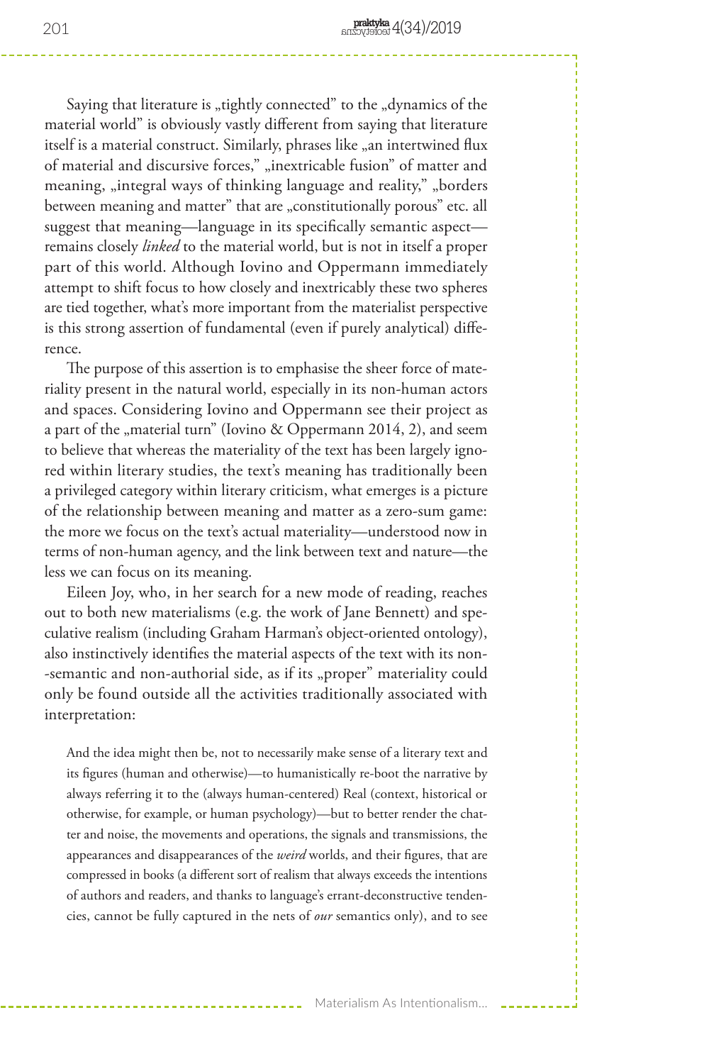Saying that literature is „tightly connected" to the „dynamics of the material world" is obviously vastly different from saying that literature itself is a material construct. Similarly, phrases like „an intertwined flux of material and discursive forces," „inextricable fusion" of matter and meaning, „integral ways of thinking language and reality," „borders between meaning and matter" that are „constitutionally porous" etc. all suggest that meaning—language in its specifically semantic aspect—remains closely *linked* to the material world, but is not in itself a proper part of this world. Although Iovino and Oppermann immediately attempt to shift focus to how closely and inextricably these two spheres are tied together, what's more important from the materialist perspective is this strong assertion of fundamental (even if purely analytical) difference.

The purpose of this assertion is to emphasise the sheer force of materiality present in the natural world, especially in its non-human actors and spaces. Considering Iovino and Oppermann see their project as a part of the „material turn" (Iovino & Oppermann 2014, 2), and seem to believe that whereas the materiality of the text has been largely ignored within literary studies, the text's meaning has traditionally been a privileged category within literary criticism, what emerges is a picture of the relationship between meaning and matter as a zero-sum game: the more we focus on the text's actual materiality—understood now in terms of non-human agency, and the link between text and nature—the less we can focus on its meaning.

Eileen Joy, who, in her search for a new mode of reading, reaches out to both new materialisms (e.g. the work of Jane Bennett) and speculative realism (including Graham Harman's object-oriented ontology), also instinctively identifies the material aspects of the text with its non-semantic and non-authorial side, as if its „proper" materiality could only be found outside all the activities traditionally associated with interpretation:

> And the idea might then be, not to necessarily make sense of a literary text and its figures (human and otherwise)—to humanistically re-boot the narrative by always referring it to the (always human-centered) Real (context, historical or otherwise, for example, or human psychology)—but to better render the chatter and noise, the movements and operations, the signals and transmissions, the appearances and disappearances of the *weird* worlds, and their figures, that are compressed in books (a different sort of realism that always exceeds the intentions of authors and readers, and thanks to language's errant-deconstructive tendencies, cannot be fully captured in the nets of *our* semantics only), and to see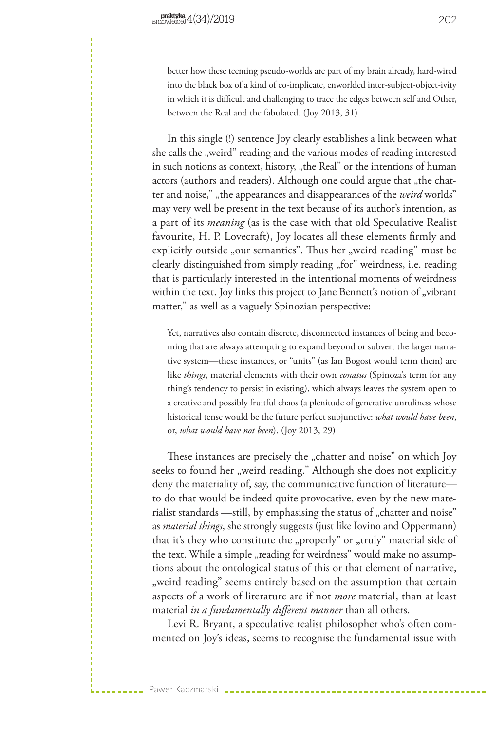> better how these teeming pseudo-worlds are part of my brain already, hard-wired into the black box of a kind of co-implicate, enworlded inter-subject-object-ivity in which it is difficult and challenging to trace the edges between self and Other, between the Real and the fabulated. (Joy 2013, 31)

In this single (!) sentence Joy clearly establishes a link between what she calls the „weird" reading and the various modes of reading interested in such notions as context, history, „the Real" or the intentions of human actors (authors and readers). Although one could argue that „the chatter and noise," „the appearances and disappearances of the *weird* worlds" may very well be present in the text because of its author's intention, as a part of its *meaning* (as is the case with that old Speculative Realist favourite, H. P. Lovecraft), Joy locates all these elements firmly and explicitly outside „our semantics". Thus her „weird reading" must be clearly distinguished from simply reading „for" weirdness, i.e. reading that is particularly interested in the intentional moments of weirdness within the text. Joy links this project to Jane Bennett's notion of „vibrant matter," as well as a vaguely Spinozian perspective:

> Yet, narratives also contain discrete, disconnected instances of being and becoming that are always attempting to expand beyond or subvert the larger narrative system—these instances, or "units" (as Ian Bogost would term them) are like *things*, material elements with their own *conatus* (Spinoza's term for any thing's tendency to persist in existing), which always leaves the system open to a creative and possibly fruitful chaos (a plenitude of generative unruliness whose historical tense would be the future perfect subjunctive: *what would have been*, or, *what would have not been*). (Joy 2013, 29)

These instances are precisely the „chatter and noise" on which Joy seeks to found her „weird reading." Although she does not explicitly deny the materiality of, say, the communicative function of literature—to do that would be indeed quite provocative, even by the new materialist standards —still, by emphasising the status of „chatter and noise" as *material things*, she strongly suggests (just like Iovino and Oppermann) that it's they who constitute the „properly" or „truly" material side of the text. While a simple „reading for weirdness" would make no assumptions about the ontological status of this or that element of narrative, „weird reading" seems entirely based on the assumption that certain aspects of a work of literature are if not *more* material, than at least material *in a fundamentally different manner* than all others.

Levi R. Bryant, a speculative realist philosopher who's often commented on Joy's ideas, seems to recognise the fundamental issue with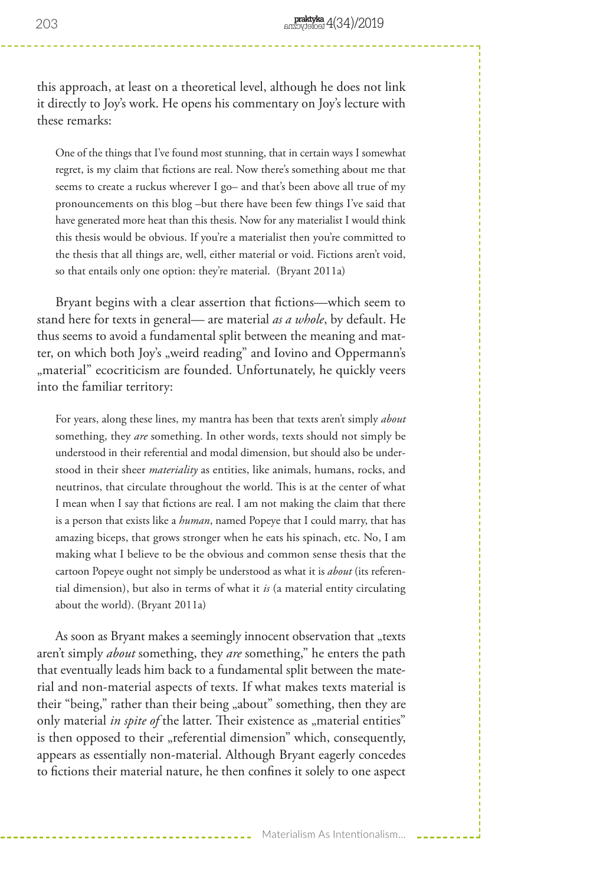this approach, at least on a theoretical level, although he does not link it directly to Joy's work. He opens his commentary on Joy's lecture with these remarks:

> One of the things that I've found most stunning, that in certain ways I somewhat regret, is my claim that fictions are real. Now there's something about me that seems to create a ruckus wherever I go– and that's been above all true of my pronouncements on this blog –but there have been few things I've said that have generated more heat than this thesis. Now for any materialist I would think this thesis would be obvious. If you're a materialist then you're committed to the thesis that all things are, well, either material or void. Fictions aren't void, so that entails only one option: they're material. (Bryant 2011a)

Bryant begins with a clear assertion that fictions—which seem to stand here for texts in general— are material *as a whole*, by default. He thus seems to avoid a fundamental split between the meaning and matter, on which both Joy's „weird reading" and Iovino and Oppermann's „material" ecocriticism are founded. Unfortunately, he quickly veers into the familiar territory:

> For years, along these lines, my mantra has been that texts aren't simply *about* something, they *are* something. In other words, texts should not simply be understood in their referential and modal dimension, but should also be understood in their sheer *materiality* as entities, like animals, humans, rocks, and neutrinos, that circulate throughout the world. This is at the center of what I mean when I say that fictions are real. I am not making the claim that there is a person that exists like a *human*, named Popeye that I could marry, that has amazing biceps, that grows stronger when he eats his spinach, etc. No, I am making what I believe to be the obvious and common sense thesis that the cartoon Popeye ought not simply be understood as what it is *about* (its referential dimension), but also in terms of what it *is* (a material entity circulating about the world). (Bryant 2011a)

As soon as Bryant makes a seemingly innocent observation that „texts aren't simply *about* something, they *are* something," he enters the path that eventually leads him back to a fundamental split between the material and non-material aspects of texts. If what makes texts material is their "being," rather than their being „about" something, then they are only material *in spite of* the latter. Their existence as „material entities" is then opposed to their „referential dimension" which, consequently, appears as essentially non-material. Although Bryant eagerly concedes to fictions their material nature, he then confines it solely to one aspect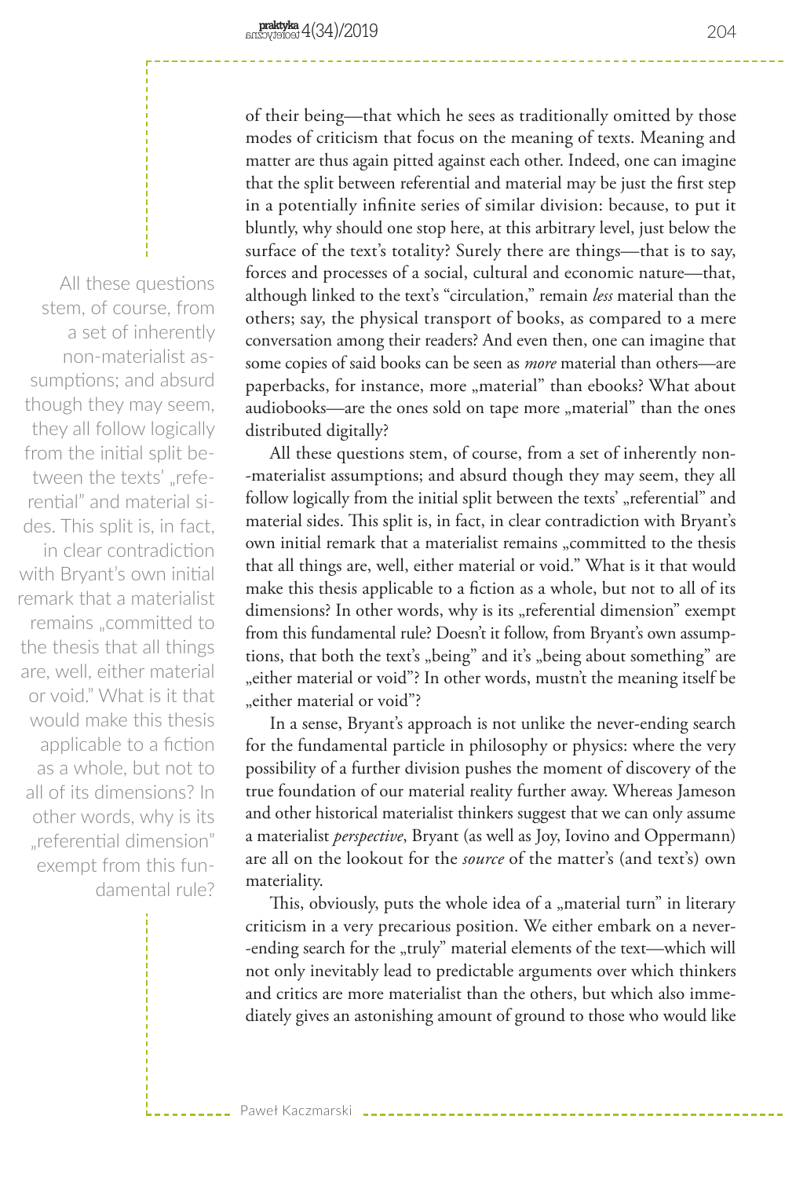of their being—that which he sees as traditionally omitted by those modes of criticism that focus on the meaning of texts. Meaning and matter are thus again pitted against each other. Indeed, one can imagine that the split between referential and material may be just the first step in a potentially infinite series of similar division: because, to put it bluntly, why should one stop here, at this arbitrary level, just below the surface of the text's totality? Surely there are things—that is to say, forces and processes of a social, cultural and economic nature—that, although linked to the text's "circulation," remain *less* material than the others; say, the physical transport of books, as compared to a mere conversation among their readers? And even then, one can imagine that some copies of said books can be seen as *more* material than others—are paperbacks, for instance, more „material" than ebooks? What about audiobooks—are the ones sold on tape more „material" than the ones distributed digitally?

All these questions stem, of course, from a set of inherently non-materialist assumptions; and absurd though they may seem, they all follow logically from the initial split between the texts' „referential" and material sides. This split is, in fact, in clear contradiction with Bryant's own initial remark that a materialist remains „committed to the thesis that all things are, well, either material or void." What is it that would make this thesis applicable to a fiction as a whole, but not to all of its dimensions? In other words, why is its „referential dimension" exempt from this fundamental rule? Doesn't it follow, from Bryant's own assumptions, that both the text's „being" and it's „being about something" are „either material or void"? In other words, mustn't the meaning itself be „either material or void"?

In a sense, Bryant's approach is not unlike the never-ending search for the fundamental particle in philosophy or physics: where the very possibility of a further division pushes the moment of discovery of the true foundation of our material reality further away. Whereas Jameson and other historical materialist thinkers suggest that we can only assume a materialist *perspective*, Bryant (as well as Joy, Iovino and Oppermann) are all on the lookout for the *source* of the matter's (and text's) own materiality.

This, obviously, puts the whole idea of a „material turn" in literary criticism in a very precarious position. We either embark on a never-ending search for the „truly" material elements of the text—which will not only inevitably lead to predictable arguments over which thinkers and critics are more materialist than the others, but which also immediately gives an astonishing amount of ground to those who would like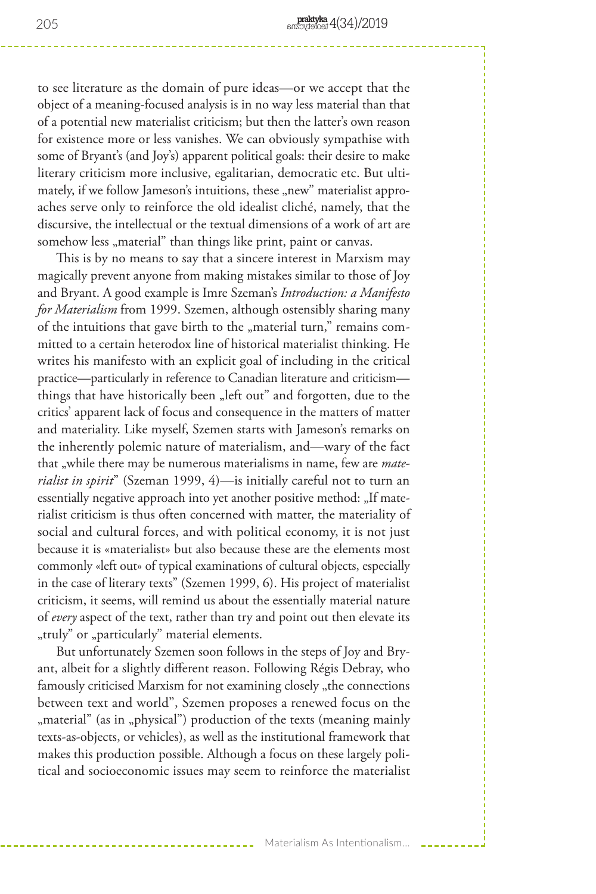to see literature as the domain of pure ideas—or we accept that the object of a meaning-focused analysis is in no way less material than that of a potential new materialist criticism; but then the latter's own reason for existence more or less vanishes. We can obviously sympathise with some of Bryant's (and Joy's) apparent political goals: their desire to make literary criticism more inclusive, egalitarian, democratic etc. But ultimately, if we follow Jameson's intuitions, these „new" materialist approaches serve only to reinforce the old idealist cliché, namely, that the discursive, the intellectual or the textual dimensions of a work of art are somehow less „material" than things like print, paint or canvas.

This is by no means to say that a sincere interest in Marxism may magically prevent anyone from making mistakes similar to those of Joy and Bryant. A good example is Imre Szeman's *Introduction: a Manifesto for Materialism* from 1999. Szemen, although ostensibly sharing many of the intuitions that gave birth to the „material turn," remains committed to a certain heterodox line of historical materialist thinking. He writes his manifesto with an explicit goal of including in the critical practice—particularly in reference to Canadian literature and criticism—things that have historically been „left out" and forgotten, due to the critics' apparent lack of focus and consequence in the matters of matter and materiality. Like myself, Szemen starts with Jameson's remarks on the inherently polemic nature of materialism, and—wary of the fact that „while there may be numerous materialisms in name, few are *materialist in spirit*" (Szeman 1999, 4)—is initially careful not to turn an essentially negative approach into yet another positive method: „If materialist criticism is thus often concerned with matter, the materiality of social and cultural forces, and with political economy, it is not just because it is «materialist» but also because these are the elements most commonly «left out» of typical examinations of cultural objects, especially in the case of literary texts" (Szemen 1999, 6). His project of materialist criticism, it seems, will remind us about the essentially material nature of *every* aspect of the text, rather than try and point out then elevate its „truly" or „particularly" material elements.

But unfortunately Szemen soon follows in the steps of Joy and Bryant, albeit for a slightly different reason. Following Régis Debray, who famously criticised Marxism for not examining closely „the connections between text and world", Szemen proposes a renewed focus on the „material" (as in „physical") production of the texts (meaning mainly texts-as-objects, or vehicles), as well as the institutional framework that makes this production possible. Although a focus on these largely political and socioeconomic issues may seem to reinforce the materialist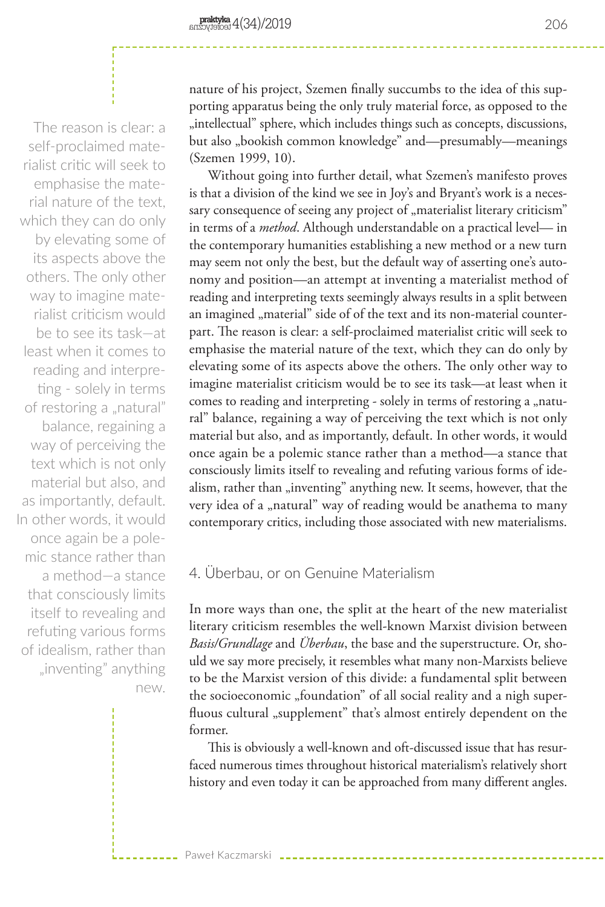nature of his project, Szemen finally succumbs to the idea of this supporting apparatus being the only truly material force, as opposed to the „intellectual" sphere, which includes things such as concepts, discussions, but also „bookish common knowledge" and—presumably—meanings (Szemen 1999, 10).

Without going into further detail, what Szemen's manifesto proves is that a division of the kind we see in Joy's and Bryant's work is a necessary consequence of seeing any project of „materialist literary criticism" in terms of a *method*. Although understandable on a practical level— in the contemporary humanities establishing a new method or a new turn may seem not only the best, but the default way of asserting one's autonomy and position—an attempt at inventing a materialist method of reading and interpreting texts seemingly always results in a split between an imagined „material" side of of the text and its non-material counterpart. The reason is clear: a self-proclaimed materialist critic will seek to emphasise the material nature of the text, which they can do only by elevating some of its aspects above the others. The only other way to imagine materialist criticism would be to see its task—at least when it comes to reading and interpreting - solely in terms of restoring a „natural" balance, regaining a way of perceiving the text which is not only material but also, and as importantly, default. In other words, it would once again be a polemic stance rather than a method—a stance that consciously limits itself to revealing and refuting various forms of idealism, rather than „inventing" anything new. It seems, however, that the very idea of a „natural" way of reading would be anathema to many contemporary critics, including those associated with new materialisms.

## 4. Überbau, or on Genuine Materialism

In more ways than one, the split at the heart of the new materialist literary criticism resembles the well-known Marxist division between *Basis/Grundlage* and *Überbau*, the base and the superstructure. Or, should we say more precisely, it resembles what many non-Marxists believe to be the Marxist version of this divide: a fundamental split between the socioeconomic „foundation" of all social reality and a nigh superfluous cultural „supplement" that's almost entirely dependent on the former.

This is obviously a well-known and oft-discussed issue that has resurfaced numerous times throughout historical materialism's relatively short history and even today it can be approached from many different angles.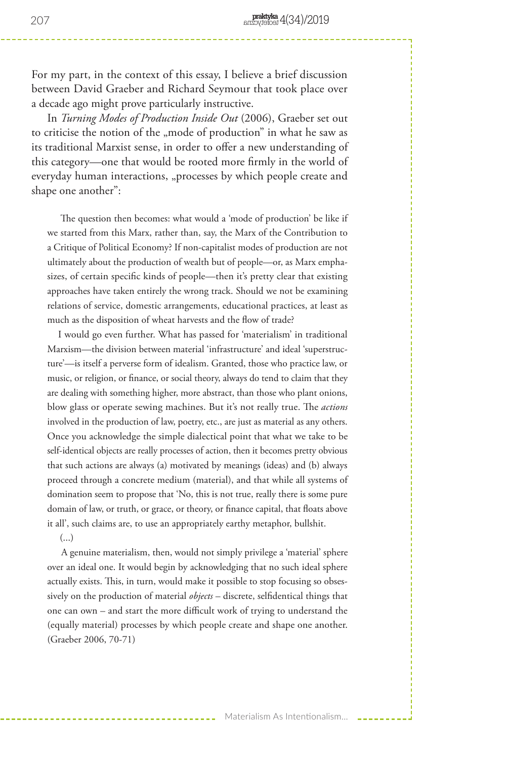For my part, in the context of this essay, I believe a brief discussion between David Graeber and Richard Seymour that took place over a decade ago might prove particularly instructive.

In *Turning Modes of Production Inside Out* (2006), Graeber set out to criticise the notion of the „mode of production" in what he saw as its traditional Marxist sense, in order to offer a new understanding of this category—one that would be rooted more firmly in the world of everyday human interactions, „processes by which people create and shape one another":

> The question then becomes: what would a 'mode of production' be like if we started from this Marx, rather than, say, the Marx of the Contribution to a Critique of Political Economy? If non-capitalist modes of production are not ultimately about the production of wealth but of people—or, as Marx emphasizes, of certain specific kinds of people—then it's pretty clear that existing approaches have taken entirely the wrong track. Should we not be examining relations of service, domestic arrangements, educational practices, at least as much as the disposition of wheat harvests and the flow of trade?
>
> I would go even further. What has passed for 'materialism' in traditional Marxism—the division between material 'infrastructure' and ideal 'superstructure'—is itself a perverse form of idealism. Granted, those who practice law, or music, or religion, or finance, or social theory, always do tend to claim that they are dealing with something higher, more abstract, than those who plant onions, blow glass or operate sewing machines. But it's not really true. The *actions* involved in the production of law, poetry, etc., are just as material as any others. Once you acknowledge the simple dialectical point that what we take to be self-identical objects are really processes of action, then it becomes pretty obvious that such actions are always (a) motivated by meanings (ideas) and (b) always proceed through a concrete medium (material), and that while all systems of domination seem to propose that 'No, this is not true, really there is some pure domain of law, or truth, or grace, or theory, or finance capital, that floats above it all', such claims are, to use an appropriately earthy metaphor, bullshit.
>
> (...)
>
> A genuine materialism, then, would not simply privilege a 'material' sphere over an ideal one. It would begin by acknowledging that no such ideal sphere actually exists. This, in turn, would make it possible to stop focusing so obsessively on the production of material *objects* – discrete, selfidentical things that one can own – and start the more difficult work of trying to understand the (equally material) processes by which people create and shape one another. (Graeber 2006, 70-71)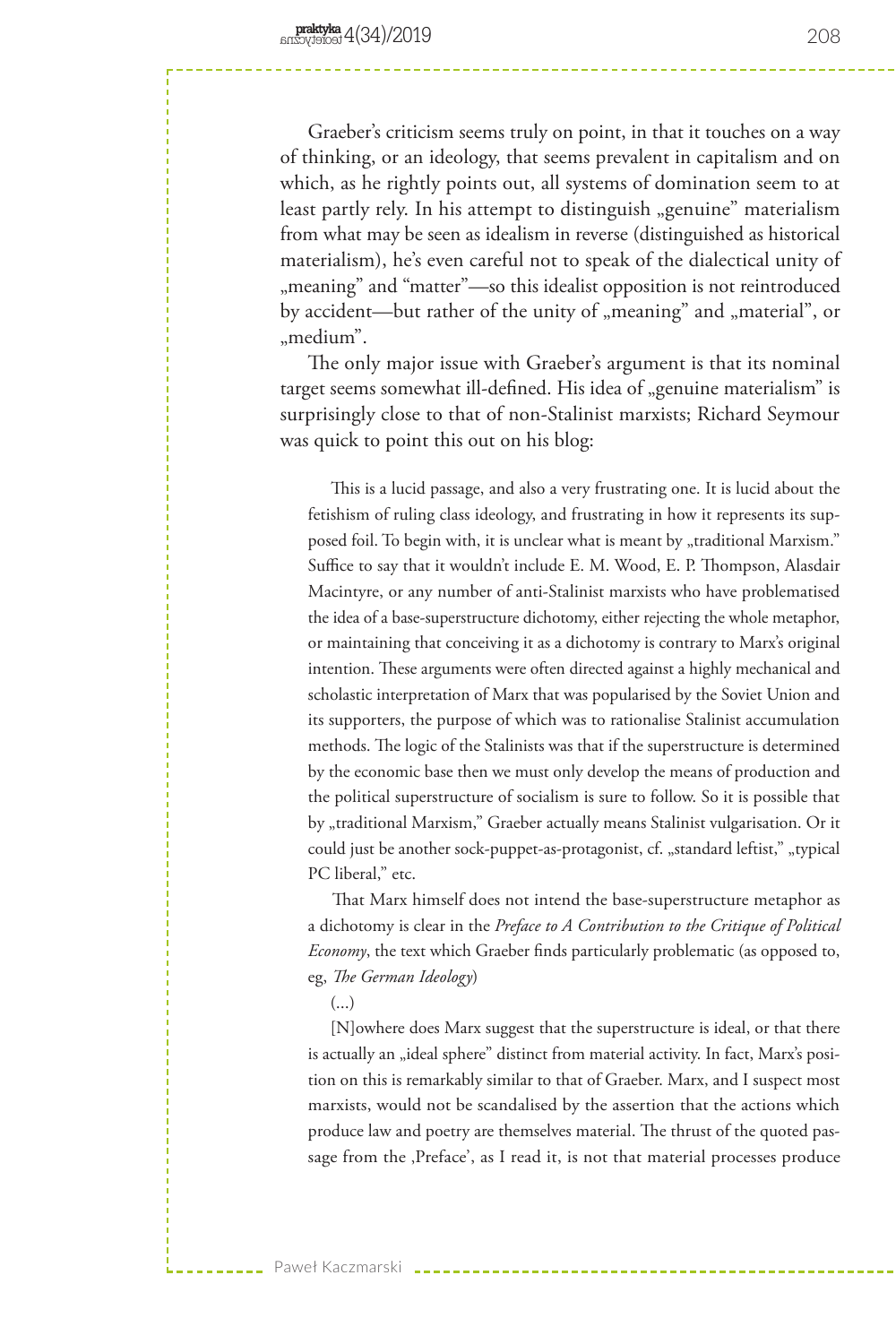Graeber's criticism seems truly on point, in that it touches on a way of thinking, or an ideology, that seems prevalent in capitalism and on which, as he rightly points out, all systems of domination seem to at least partly rely. In his attempt to distinguish „genuine" materialism from what may be seen as idealism in reverse (distinguished as historical materialism), he's even careful not to speak of the dialectical unity of „meaning" and "matter"—so this idealist opposition is not reintroduced by accident—but rather of the unity of „meaning" and „material", or „medium".

The only major issue with Graeber's argument is that its nominal target seems somewhat ill-defined. His idea of „genuine materialism" is surprisingly close to that of non-Stalinist marxists; Richard Seymour was quick to point this out on his blog:

> This is a lucid passage, and also a very frustrating one. It is lucid about the fetishism of ruling class ideology, and frustrating in how it represents its supposed foil. To begin with, it is unclear what is meant by „traditional Marxism." Suffice to say that it wouldn't include E. M. Wood, E. P. Thompson, Alasdair Macintyre, or any number of anti-Stalinist marxists who have problematised the idea of a base-superstructure dichotomy, either rejecting the whole metaphor, or maintaining that conceiving it as a dichotomy is contrary to Marx's original intention. These arguments were often directed against a highly mechanical and scholastic interpretation of Marx that was popularised by the Soviet Union and its supporters, the purpose of which was to rationalise Stalinist accumulation methods. The logic of the Stalinists was that if the superstructure is determined by the economic base then we must only develop the means of production and the political superstructure of socialism is sure to follow. So it is possible that by „traditional Marxism," Graeber actually means Stalinist vulgarisation. Or it could just be another sock-puppet-as-protagonist, cf. „standard leftist," „typical PC liberal," etc.
>
> That Marx himself does not intend the base-superstructure metaphor as a dichotomy is clear in the *Preface to A Contribution to the Critique of Political Economy*, the text which Graeber finds particularly problematic (as opposed to, eg, *The German Ideology*)
>
> (...)
>
> [N]owhere does Marx suggest that the superstructure is ideal, or that there is actually an „ideal sphere" distinct from material activity. In fact, Marx's position on this is remarkably similar to that of Graeber. Marx, and I suspect most marxists, would not be scandalised by the assertion that the actions which produce law and poetry are themselves material. The thrust of the quoted passage from the ‚Preface', as I read it, is not that material processes produce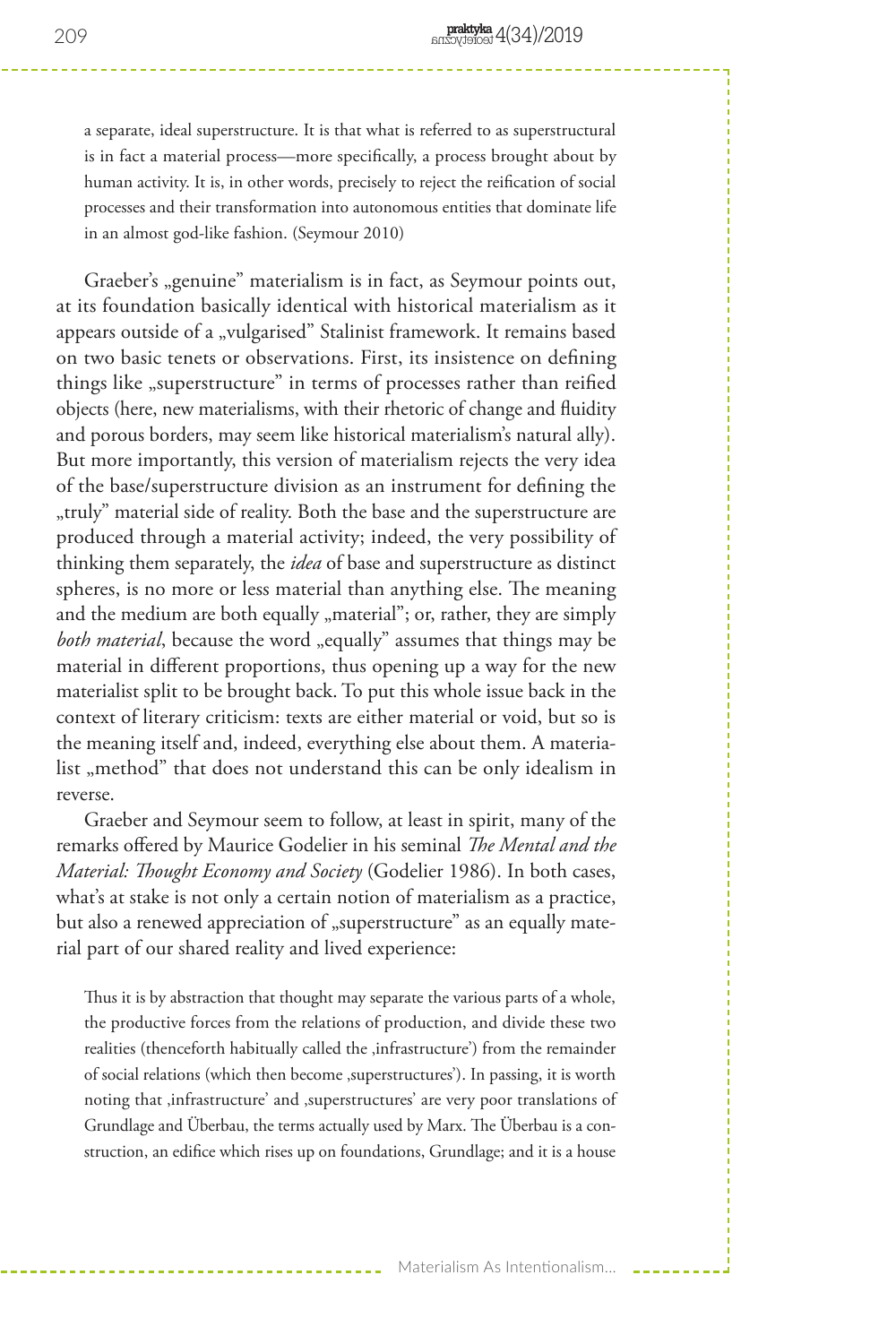> a separate, ideal superstructure. It is that what is referred to as superstructural is in fact a material process—more specifically, a process brought about by human activity. It is, in other words, precisely to reject the reification of social processes and their transformation into autonomous entities that dominate life in an almost god-like fashion. (Seymour 2010)

Graeber's „genuine" materialism is in fact, as Seymour points out, at its foundation basically identical with historical materialism as it appears outside of a „vulgarised" Stalinist framework. It remains based on two basic tenets or observations. First, its insistence on defining things like „superstructure" in terms of processes rather than reified objects (here, new materialisms, with their rhetoric of change and fluidity and porous borders, may seem like historical materialism's natural ally). But more importantly, this version of materialism rejects the very idea of the base/superstructure division as an instrument for defining the „truly" material side of reality. Both the base and the superstructure are produced through a material activity; indeed, the very possibility of thinking them separately, the *idea* of base and superstructure as distinct spheres, is no more or less material than anything else. The meaning and the medium are both equally „material"; or, rather, they are simply *both material*, because the word „equally" assumes that things may be material in different proportions, thus opening up a way for the new materialist split to be brought back. To put this whole issue back in the context of literary criticism: texts are either material or void, but so is the meaning itself and, indeed, everything else about them. A materialist „method" that does not understand this can be only idealism in reverse.

Graeber and Seymour seem to follow, at least in spirit, many of the remarks offered by Maurice Godelier in his seminal *The Mental and the Material: Thought Economy and Society* (Godelier 1986). In both cases, what's at stake is not only a certain notion of materialism as a practice, but also a renewed appreciation of „superstructure" as an equally material part of our shared reality and lived experience:

> Thus it is by abstraction that thought may separate the various parts of a whole, the productive forces from the relations of production, and divide these two realities (thenceforth habitually called the ‚infrastructure') from the remainder of social relations (which then become ‚superstructures'). In passing, it is worth noting that ‚infrastructure' and ‚superstructures' are very poor translations of Grundlage and Überbau, the terms actually used by Marx. The Überbau is a construction, an edifice which rises up on foundations, Grundlage; and it is a house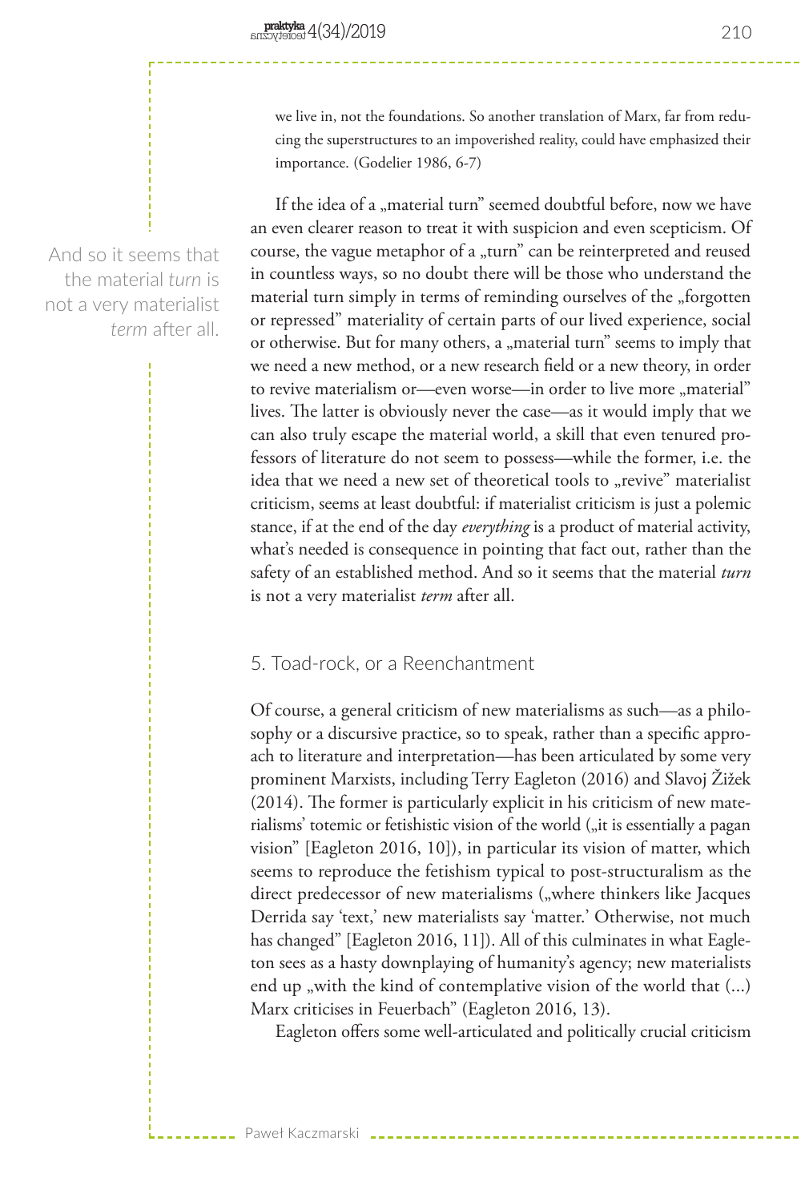we live in, not the foundations. So another translation of Marx, far from reducing the superstructures to an impoverished reality, could have emphasized their importance. (Godelier 1986, 6-7)

If the idea of a „material turn" seemed doubtful before, now we have an even clearer reason to treat it with suspicion and even scepticism. Of course, the vague metaphor of a „turn" can be reinterpreted and reused in countless ways, so no doubt there will be those who understand the material turn simply in terms of reminding ourselves of the „forgotten or repressed" materiality of certain parts of our lived experience, social or otherwise. But for many others, a „material turn" seems to imply that we need a new method, or a new research field or a new theory, in order to revive materialism or—even worse—in order to live more „material" lives. The latter is obviously never the case—as it would imply that we can also truly escape the material world, a skill that even tenured professors of literature do not seem to possess—while the former, i.e. the idea that we need a new set of theoretical tools to „revive" materialist criticism, seems at least doubtful: if materialist criticism is just a polemic stance, if at the end of the day *everything* is a product of material activity, what's needed is consequence in pointing that fact out, rather than the safety of an established method. And so it seems that the material *turn* is not a very materialist *term* after all.

And so it seems that the material *turn* is not a very materialist *term* after all.

## 5. Toad-rock, or a Reenchantment

Of course, a general criticism of new materialisms as such—as a philosophy or a discursive practice, so to speak, rather than a specific approach to literature and interpretation—has been articulated by some very prominent Marxists, including Terry Eagleton (2016) and Slavoj Žižek (2014). The former is particularly explicit in his criticism of new materialisms' totemic or fetishistic vision of the world („it is essentially a pagan vision" [Eagleton 2016, 10]), in particular its vision of matter, which seems to reproduce the fetishism typical to post-structuralism as the direct predecessor of new materialisms („where thinkers like Jacques Derrida say 'text,' new materialists say 'matter.' Otherwise, not much has changed" [Eagleton 2016, 11]). All of this culminates in what Eagleton sees as a hasty downplaying of humanity's agency; new materialists end up „with the kind of contemplative vision of the world that (...) Marx criticises in Feuerbach" (Eagleton 2016, 13).

Eagleton offers some well-articulated and politically crucial criticism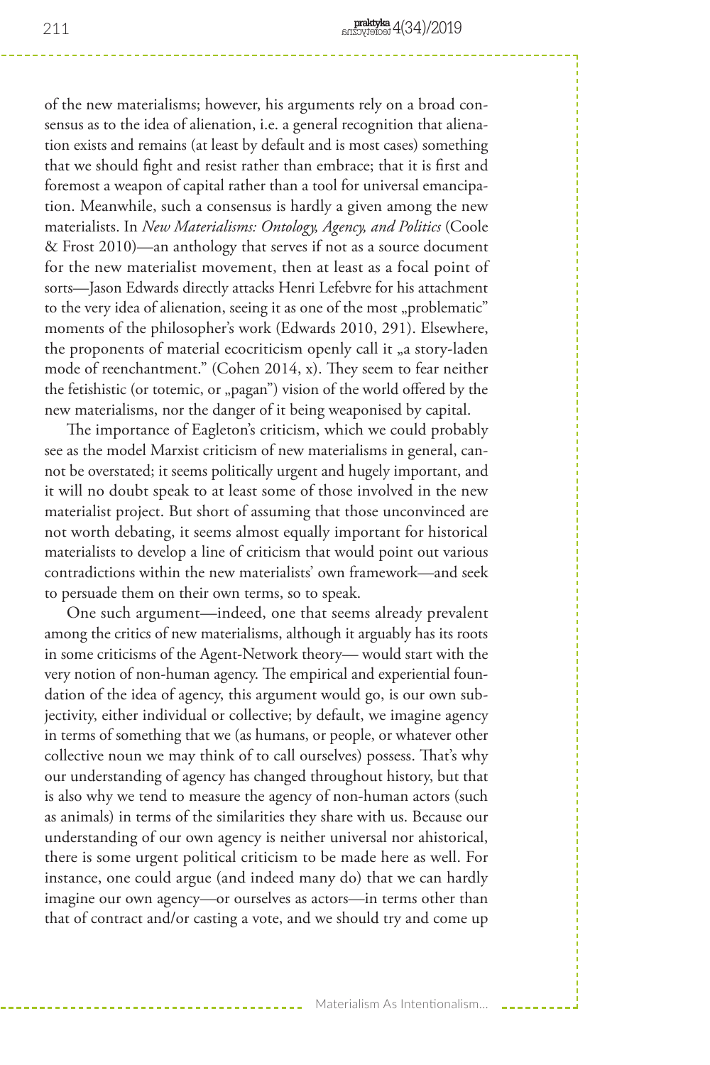of the new materialisms; however, his arguments rely on a broad consensus as to the idea of alienation, i.e. a general recognition that alienation exists and remains (at least by default and is most cases) something that we should fight and resist rather than embrace; that it is first and foremost a weapon of capital rather than a tool for universal emancipation. Meanwhile, such a consensus is hardly a given among the new materialists. In *New Materialisms: Ontology, Agency, and Politics* (Coole & Frost 2010)—an anthology that serves if not as a source document for the new materialist movement, then at least as a focal point of sorts—Jason Edwards directly attacks Henri Lefebvre for his attachment to the very idea of alienation, seeing it as one of the most „problematic" moments of the philosopher's work (Edwards 2010, 291). Elsewhere, the proponents of material ecocriticism openly call it „a story-laden mode of reenchantment." (Cohen 2014, x). They seem to fear neither the fetishistic (or totemic, or „pagan") vision of the world offered by the new materialisms, nor the danger of it being weaponised by capital.

The importance of Eagleton's criticism, which we could probably see as the model Marxist criticism of new materialisms in general, cannot be overstated; it seems politically urgent and hugely important, and it will no doubt speak to at least some of those involved in the new materialist project. But short of assuming that those unconvinced are not worth debating, it seems almost equally important for historical materialists to develop a line of criticism that would point out various contradictions within the new materialists' own framework—and seek to persuade them on their own terms, so to speak.

One such argument—indeed, one that seems already prevalent among the critics of new materialisms, although it arguably has its roots in some criticisms of the Agent-Network theory— would start with the very notion of non-human agency. The empirical and experiential foundation of the idea of agency, this argument would go, is our own subjectivity, either individual or collective; by default, we imagine agency in terms of something that we (as humans, or people, or whatever other collective noun we may think of to call ourselves) possess. That's why our understanding of agency has changed throughout history, but that is also why we tend to measure the agency of non-human actors (such as animals) in terms of the similarities they share with us. Because our understanding of our own agency is neither universal nor ahistorical, there is some urgent political criticism to be made here as well. For instance, one could argue (and indeed many do) that we can hardly imagine our own agency—or ourselves as actors—in terms other than that of contract and/or casting a vote, and we should try and come up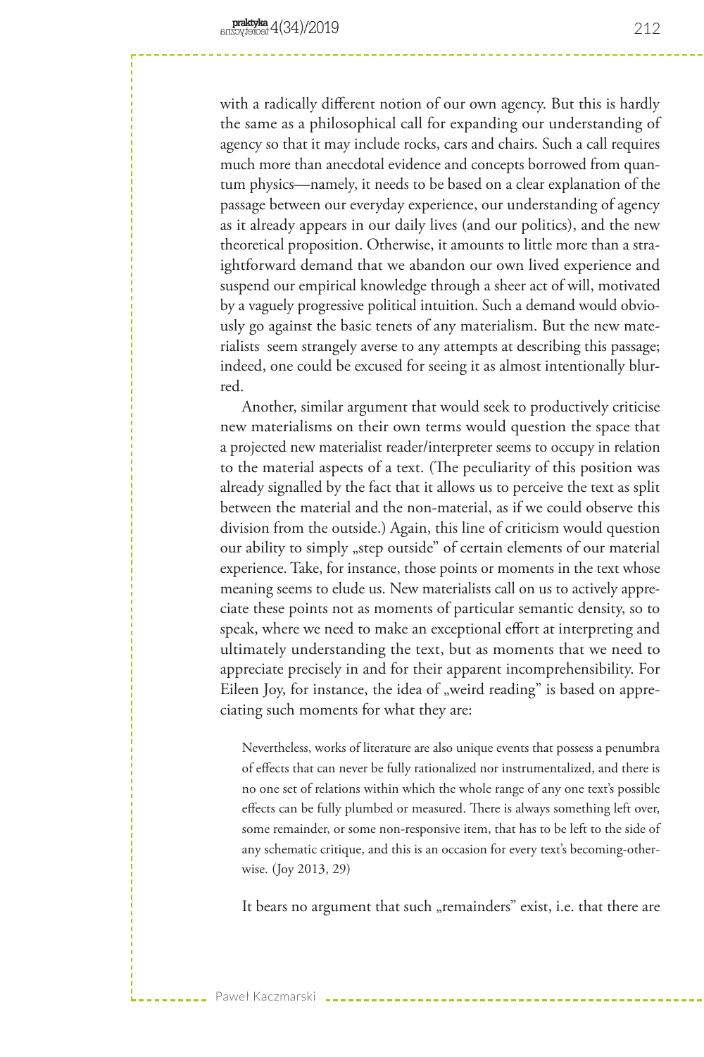with a radically different notion of our own agency. But this is hardly the same as a philosophical call for expanding our understanding of agency so that it may include rocks, cars and chairs. Such a call requires much more than anecdotal evidence and concepts borrowed from quantum physics—namely, it needs to be based on a clear explanation of the passage between our everyday experience, our understanding of agency as it already appears in our daily lives (and our politics), and the new theoretical proposition. Otherwise, it amounts to little more than a straightforward demand that we abandon our own lived experience and suspend our empirical knowledge through a sheer act of will, motivated by a vaguely progressive political intuition. Such a demand would obviously go against the basic tenets of any materialism. But the new materialists seem strangely averse to any attempts at describing this passage; indeed, one could be excused for seeing it as almost intentionally blurred.

Another, similar argument that would seek to productively criticise new materialisms on their own terms would question the space that a projected new materialist reader/interpreter seems to occupy in relation to the material aspects of a text. (The peculiarity of this position was already signalled by the fact that it allows us to perceive the text as split between the material and the non-material, as if we could observe this division from the outside.) Again, this line of criticism would question our ability to simply „step outside" of certain elements of our material experience. Take, for instance, those points or moments in the text whose meaning seems to elude us. New materialists call on us to actively appreciate these points not as moments of particular semantic density, so to speak, where we need to make an exceptional effort at interpreting and ultimately understanding the text, but as moments that we need to appreciate precisely in and for their apparent incomprehensibility. For Eileen Joy, for instance, the idea of „weird reading" is based on appreciating such moments for what they are:

> Nevertheless, works of literature are also unique events that possess a penumbra of effects that can never be fully rationalized nor instrumentalized, and there is no one set of relations within which the whole range of any one text's possible effects can be fully plumbed or measured. There is always something left over, some remainder, or some non-responsive item, that has to be left to the side of any schematic critique, and this is an occasion for every text's becoming-otherwise. (Joy 2013, 29)

It bears no argument that such „remainders" exist, i.e. that there are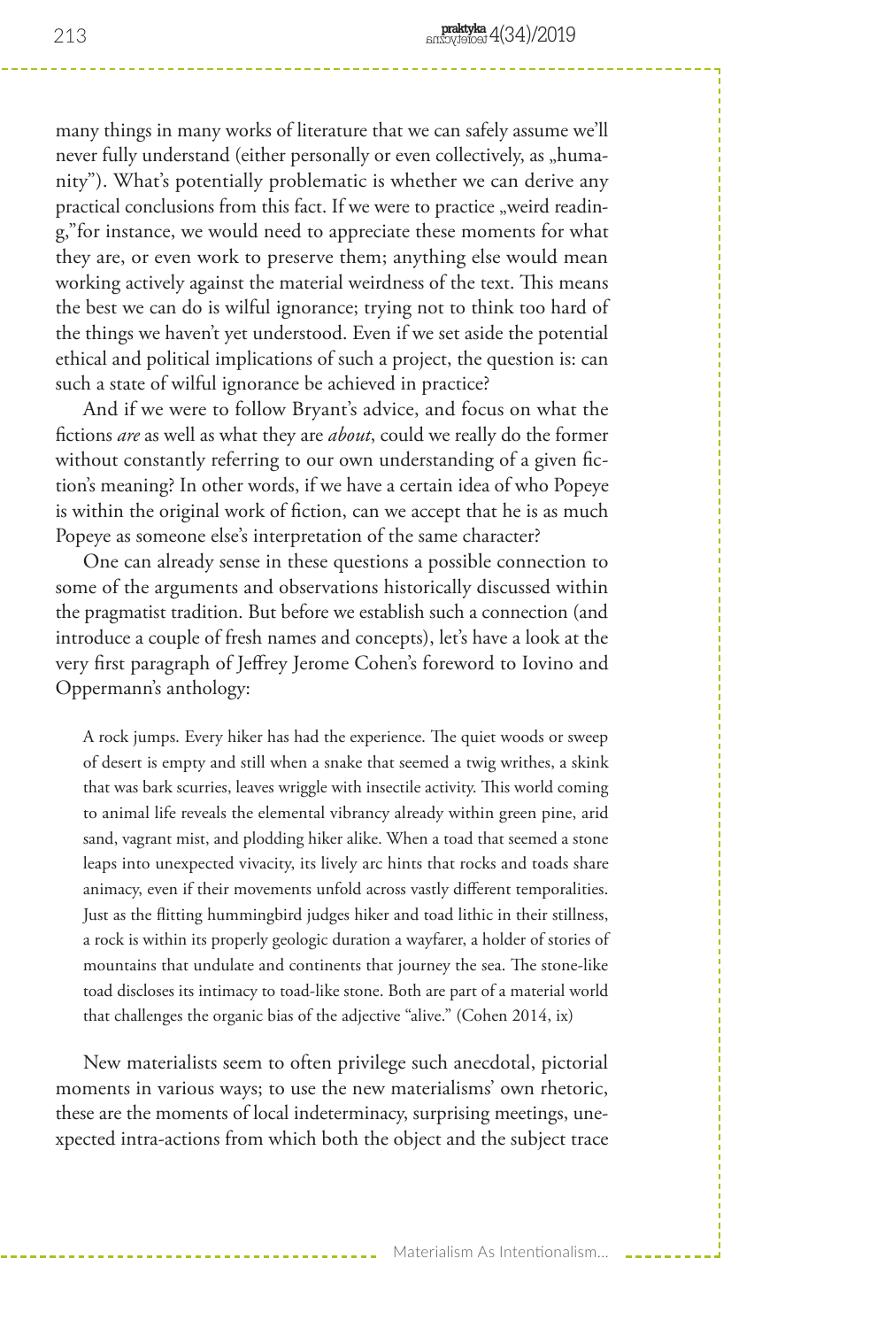many things in many works of literature that we can safely assume we'll never fully understand (either personally or even collectively, as „humanity"). What's potentially problematic is whether we can derive any practical conclusions from this fact. If we were to practice „weird reading,"for instance, we would need to appreciate these moments for what they are, or even work to preserve them; anything else would mean working actively against the material weirdness of the text. This means the best we can do is wilful ignorance; trying not to think too hard of the things we haven't yet understood. Even if we set aside the potential ethical and political implications of such a project, the question is: can such a state of wilful ignorance be achieved in practice?

And if we were to follow Bryant's advice, and focus on what the fictions *are* as well as what they are *about*, could we really do the former without constantly referring to our own understanding of a given fiction's meaning? In other words, if we have a certain idea of who Popeye is within the original work of fiction, can we accept that he is as much Popeye as someone else's interpretation of the same character?

One can already sense in these questions a possible connection to some of the arguments and observations historically discussed within the pragmatist tradition. But before we establish such a connection (and introduce a couple of fresh names and concepts), let's have a look at the very first paragraph of Jeffrey Jerome Cohen's foreword to Iovino and Oppermann's anthology:

> A rock jumps. Every hiker has had the experience. The quiet woods or sweep of desert is empty and still when a snake that seemed a twig writhes, a skink that was bark scurries, leaves wriggle with insectile activity. This world coming to animal life reveals the elemental vibrancy already within green pine, arid sand, vagrant mist, and plodding hiker alike. When a toad that seemed a stone leaps into unexpected vivacity, its lively arc hints that rocks and toads share animacy, even if their movements unfold across vastly different temporalities. Just as the flitting hummingbird judges hiker and toad lithic in their stillness, a rock is within its properly geologic duration a wayfarer, a holder of stories of mountains that undulate and continents that journey the sea. The stone-like toad discloses its intimacy to toad-like stone. Both are part of a material world that challenges the organic bias of the adjective "alive." (Cohen 2014, ix)

New materialists seem to often privilege such anecdotal, pictorial moments in various ways; to use the new materialisms' own rhetoric, these are the moments of local indeterminacy, surprising meetings, unexpected intra-actions from which both the object and the subject trace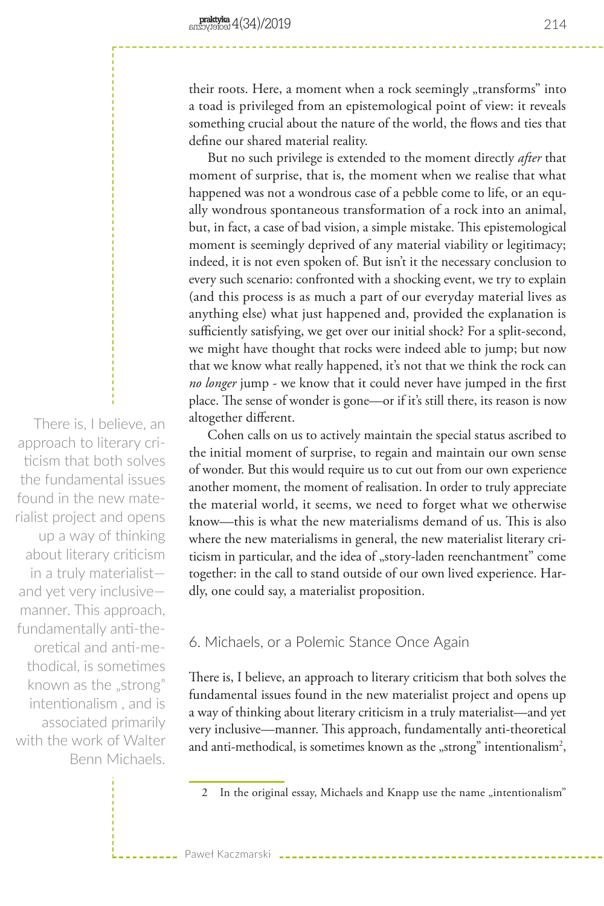their roots. Here, a moment when a rock seemingly „transforms" into a toad is privileged from an epistemological point of view: it reveals something crucial about the nature of the world, the flows and ties that define our shared material reality.

But no such privilege is extended to the moment directly *after* that moment of surprise, that is, the moment when we realise that what happened was not a wondrous case of a pebble come to life, or an equally wondrous spontaneous transformation of a rock into an animal, but, in fact, a case of bad vision, a simple mistake. This epistemological moment is seemingly deprived of any material viability or legitimacy; indeed, it is not even spoken of. But isn't it the necessary conclusion to every such scenario: confronted with a shocking event, we try to explain (and this process is as much a part of our everyday material lives as anything else) what just happened and, provided the explanation is sufficiently satisfying, we get over our initial shock? For a split-second, we might have thought that rocks were indeed able to jump; but now that we know what really happened, it's not that we think the rock can *no longer* jump - we know that it could never have jumped in the first place. The sense of wonder is gone—or if it's still there, its reason is now altogether different.

Cohen calls on us to actively maintain the special status ascribed to the initial moment of surprise, to regain and maintain our own sense of wonder. But this would require us to cut out from our own experience another moment, the moment of realisation. In order to truly appreciate the material world, it seems, we need to forget what we otherwise know—this is what the new materialisms demand of us. This is also where the new materialisms in general, the new materialist literary criticism in particular, and the idea of „story-laden reenchantment" come together: in the call to stand outside of our own lived experience. Hardly, one could say, a materialist proposition.

## 6. Michaels, or a Polemic Stance Once Again

There is, I believe, an approach to literary criticism that both solves the fundamental issues found in the new materialist project and opens up a way of thinking about literary criticism in a truly materialist—and yet very inclusive—manner. This approach, fundamentally anti-theoretical and anti-methodical, is sometimes known as the „strong" intentionalism[2],

2 In the original essay, Michaels and Knapp use the name „intentionalism"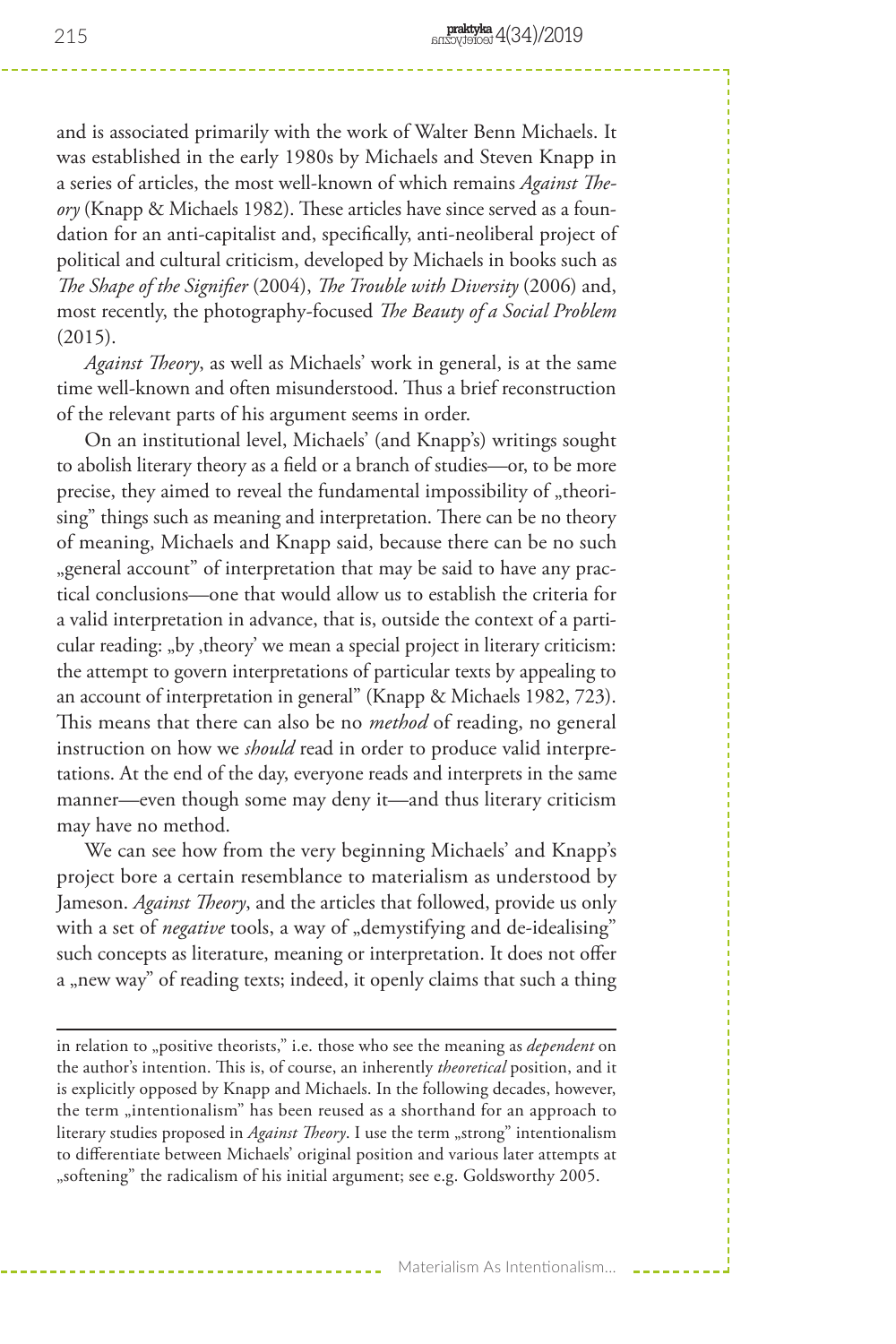and is associated primarily with the work of Walter Benn Michaels. It was established in the early 1980s by Michaels and Steven Knapp in a series of articles, the most well-known of which remains *Against Theory* (Knapp & Michaels 1982). These articles have since served as a foundation for an anti-capitalist and, specifically, anti-neoliberal project of political and cultural criticism, developed by Michaels in books such as *The Shape of the Signifier* (2004), *The Trouble with Diversity* (2006) and, most recently, the photography-focused *The Beauty of a Social Problem* (2015).

*Against Theory*, as well as Michaels' work in general, is at the same time well-known and often misunderstood. Thus a brief reconstruction of the relevant parts of his argument seems in order.

On an institutional level, Michaels' (and Knapp's) writings sought to abolish literary theory as a field or a branch of studies—or, to be more precise, they aimed to reveal the fundamental impossibility of „theorising" things such as meaning and interpretation. There can be no theory of meaning, Michaels and Knapp said, because there can be no such „general account" of interpretation that may be said to have any practical conclusions—one that would allow us to establish the criteria for a valid interpretation in advance, that is, outside the context of a particular reading: „by ‚theory' we mean a special project in literary criticism: the attempt to govern interpretations of particular texts by appealing to an account of interpretation in general" (Knapp & Michaels 1982, 723). This means that there can also be no *method* of reading, no general instruction on how we *should* read in order to produce valid interpretations. At the end of the day, everyone reads and interprets in the same manner—even though some may deny it—and thus literary criticism may have no method.

We can see how from the very beginning Michaels' and Knapp's project bore a certain resemblance to materialism as understood by Jameson. *Against Theory*, and the articles that followed, provide us only with a set of *negative* tools, a way of „demystifying and de-idealising" such concepts as literature, meaning or interpretation. It does not offer a „new way" of reading texts; indeed, it openly claims that such a thing

---

in relation to „positive theorists," i.e. those who see the meaning as *dependent* on the author's intention. This is, of course, an inherently *theoretical* position, and it is explicitly opposed by Knapp and Michaels. In the following decades, however, the term „intentionalism" has been reused as a shorthand for an approach to literary studies proposed in *Against Theory*. I use the term „strong" intentionalism to differentiate between Michaels' original position and various later attempts at „softening" the radicalism of his initial argument; see e.g. Goldsworthy 2005.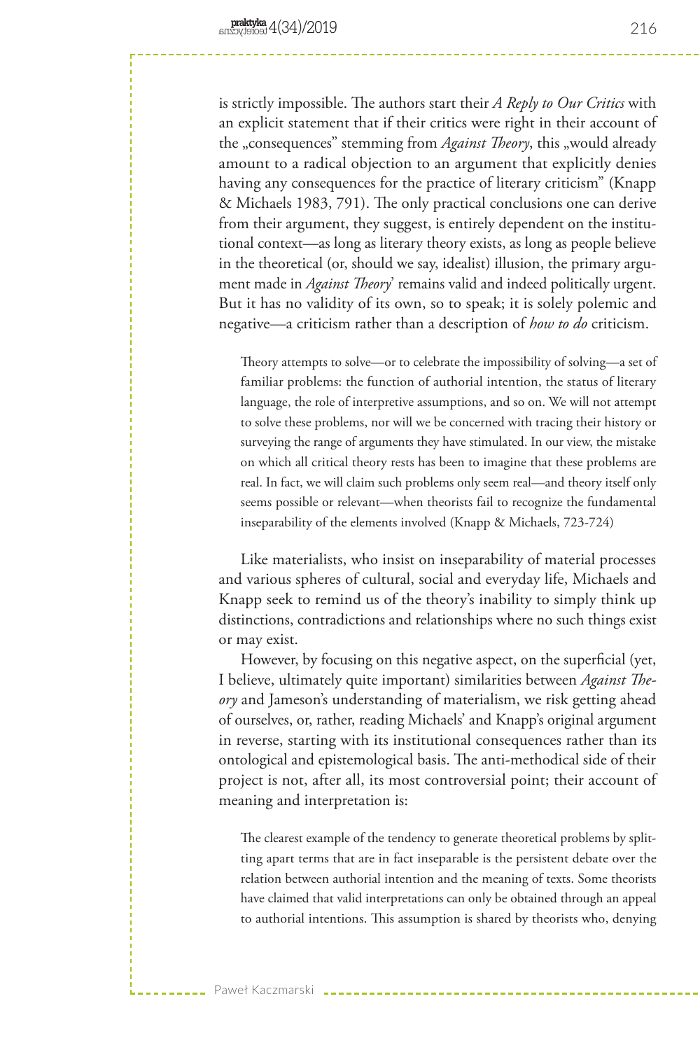is strictly impossible. The authors start their *A Reply to Our Critics* with an explicit statement that if their critics were right in their account of the „consequences" stemming from *Against Theory*, this „would already amount to a radical objection to an argument that explicitly denies having any consequences for the practice of literary criticism" (Knapp & Michaels 1983, 791). The only practical conclusions one can derive from their argument, they suggest, is entirely dependent on the institutional context—as long as literary theory exists, as long as people believe in the theoretical (or, should we say, idealist) illusion, the primary argument made in *Against Theory*' remains valid and indeed politically urgent. But it has no validity of its own, so to speak; it is solely polemic and negative—a criticism rather than a description of *how to do* criticism.

> Theory attempts to solve—or to celebrate the impossibility of solving—a set of familiar problems: the function of authorial intention, the status of literary language, the role of interpretive assumptions, and so on. We will not attempt to solve these problems, nor will we be concerned with tracing their history or surveying the range of arguments they have stimulated. In our view, the mistake on which all critical theory rests has been to imagine that these problems are real. In fact, we will claim such problems only seem real—and theory itself only seems possible or relevant—when theorists fail to recognize the fundamental inseparability of the elements involved (Knapp & Michaels, 723-724)

Like materialists, who insist on inseparability of material processes and various spheres of cultural, social and everyday life, Michaels and Knapp seek to remind us of the theory's inability to simply think up distinctions, contradictions and relationships where no such things exist or may exist.

However, by focusing on this negative aspect, on the superficial (yet, I believe, ultimately quite important) similarities between *Against Theory* and Jameson's understanding of materialism, we risk getting ahead of ourselves, or, rather, reading Michaels' and Knapp's original argument in reverse, starting with its institutional consequences rather than its ontological and epistemological basis. The anti-methodical side of their project is not, after all, its most controversial point; their account of meaning and interpretation is:

> The clearest example of the tendency to generate theoretical problems by splitting apart terms that are in fact inseparable is the persistent debate over the relation between authorial intention and the meaning of texts. Some theorists have claimed that valid interpretations can only be obtained through an appeal to authorial intentions. This assumption is shared by theorists who, denying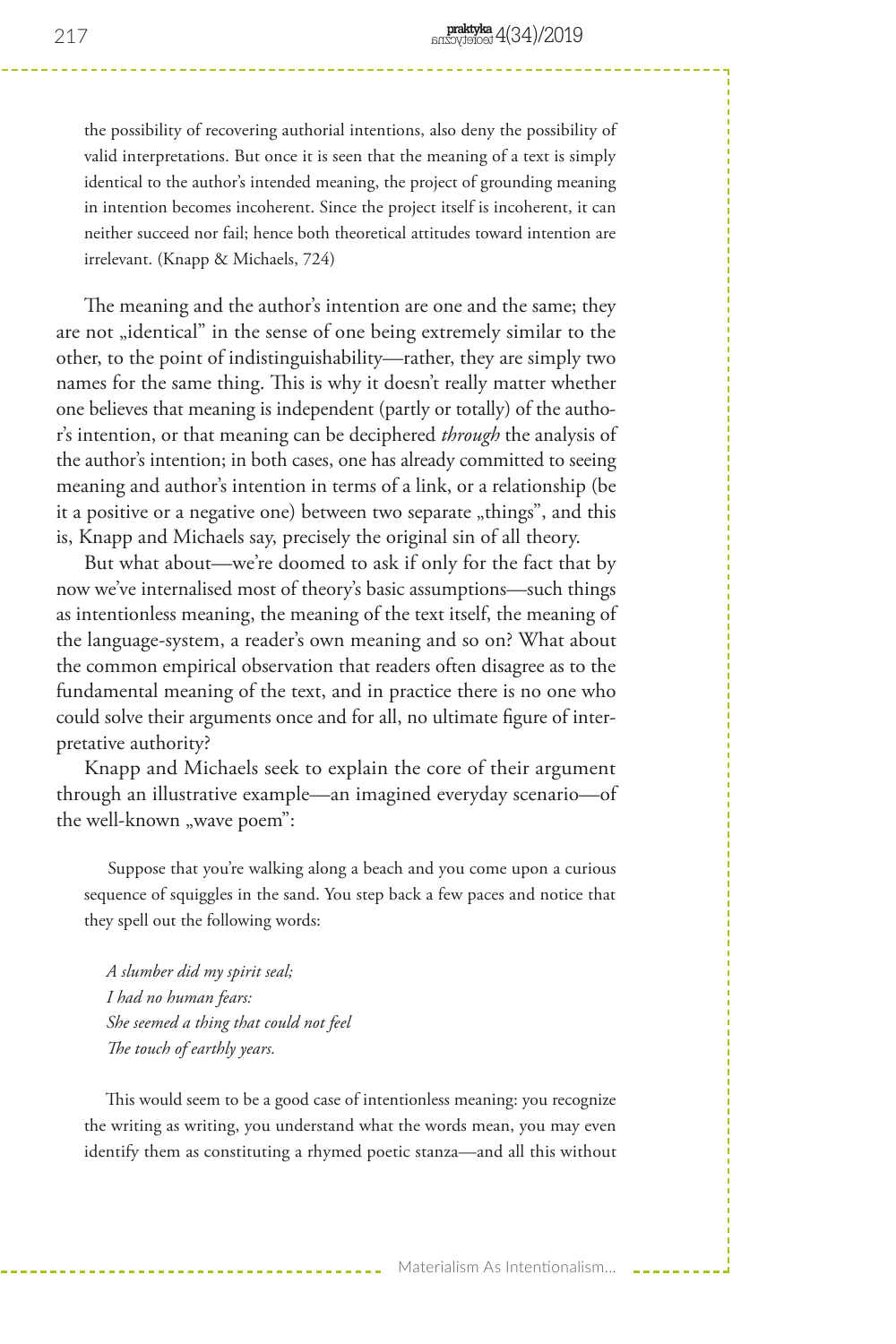the possibility of recovering authorial intentions, also deny the possibility of valid interpretations. But once it is seen that the meaning of a text is simply identical to the author's intended meaning, the project of grounding meaning in intention becomes incoherent. Since the project itself is incoherent, it can neither succeed nor fail; hence both theoretical attitudes toward intention are irrelevant. (Knapp & Michaels, 724)

The meaning and the author's intention are one and the same; they are not „identical" in the sense of one being extremely similar to the other, to the point of indistinguishability—rather, they are simply two names for the same thing. This is why it doesn't really matter whether one believes that meaning is independent (partly or totally) of the author's intention, or that meaning can be deciphered *through* the analysis of the author's intention; in both cases, one has already committed to seeing meaning and author's intention in terms of a link, or a relationship (be it a positive or a negative one) between two separate „things", and this is, Knapp and Michaels say, precisely the original sin of all theory.

But what about—we're doomed to ask if only for the fact that by now we've internalised most of theory's basic assumptions—such things as intentionless meaning, the meaning of the text itself, the meaning of the language-system, a reader's own meaning and so on? What about the common empirical observation that readers often disagree as to the fundamental meaning of the text, and in practice there is no one who could solve their arguments once and for all, no ultimate figure of interpretative authority?

Knapp and Michaels seek to explain the core of their argument through an illustrative example—an imagined everyday scenario—of the well-known „wave poem":

> Suppose that you're walking along a beach and you come upon a curious sequence of squiggles in the sand. You step back a few paces and notice that they spell out the following words:
>
> *A slumber did my spirit seal;*
> *I had no human fears:*
> *She seemed a thing that could not feel*
> *The touch of earthly years.*
>
> This would seem to be a good case of intentionless meaning: you recognize the writing as writing, you understand what the words mean, you may even identify them as constituting a rhymed poetic stanza—and all this without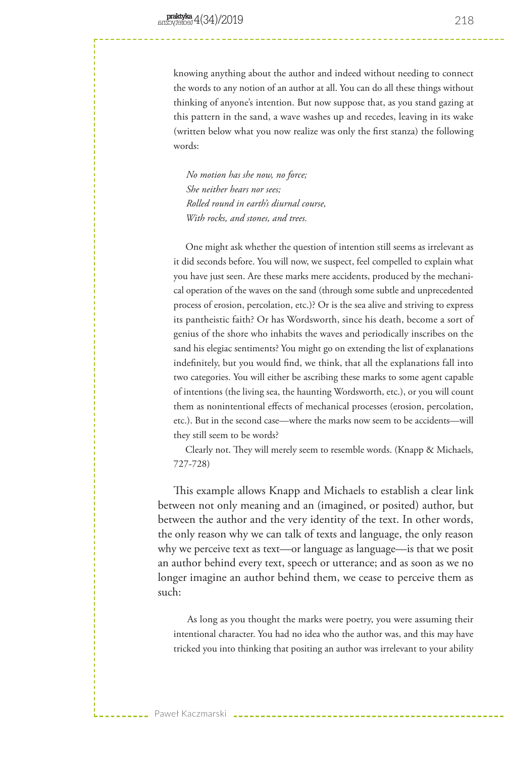> knowing anything about the author and indeed without needing to connect the words to any notion of an author at all. You can do all these things without thinking of anyone's intention. But now suppose that, as you stand gazing at this pattern in the sand, a wave washes up and recedes, leaving in its wake (written below what you now realize was only the first stanza) the following words:
>
> *No motion has she now, no force;*
> *She neither hears nor sees;*
> *Rolled round in earth's diurnal course,*
> *With rocks, and stones, and trees.*
>
> One might ask whether the question of intention still seems as irrelevant as it did seconds before. You will now, we suspect, feel compelled to explain what you have just seen. Are these marks mere accidents, produced by the mechanical operation of the waves on the sand (through some subtle and unprecedented process of erosion, percolation, etc.)? Or is the sea alive and striving to express its pantheistic faith? Or has Wordsworth, since his death, become a sort of genius of the shore who inhabits the waves and periodically inscribes on the sand his elegiac sentiments? You might go on extending the list of explanations indefinitely, but you would find, we think, that all the explanations fall into two categories. You will either be ascribing these marks to some agent capable of intentions (the living sea, the haunting Wordsworth, etc.), or you will count them as nonintentional effects of mechanical processes (erosion, percolation, etc.). But in the second case—where the marks now seem to be accidents—will they still seem to be words?
>
> Clearly not. They will merely seem to resemble words. (Knapp & Michaels, 727-728)

This example allows Knapp and Michaels to establish a clear link between not only meaning and an (imagined, or posited) author, but between the author and the very identity of the text. In other words, the only reason why we can talk of texts and language, the only reason why we perceive text as text—or language as language—is that we posit an author behind every text, speech or utterance; and as soon as we no longer imagine an author behind them, we cease to perceive them as such:

> As long as you thought the marks were poetry, you were assuming their intentional character. You had no idea who the author was, and this may have tricked you into thinking that positing an author was irrelevant to your ability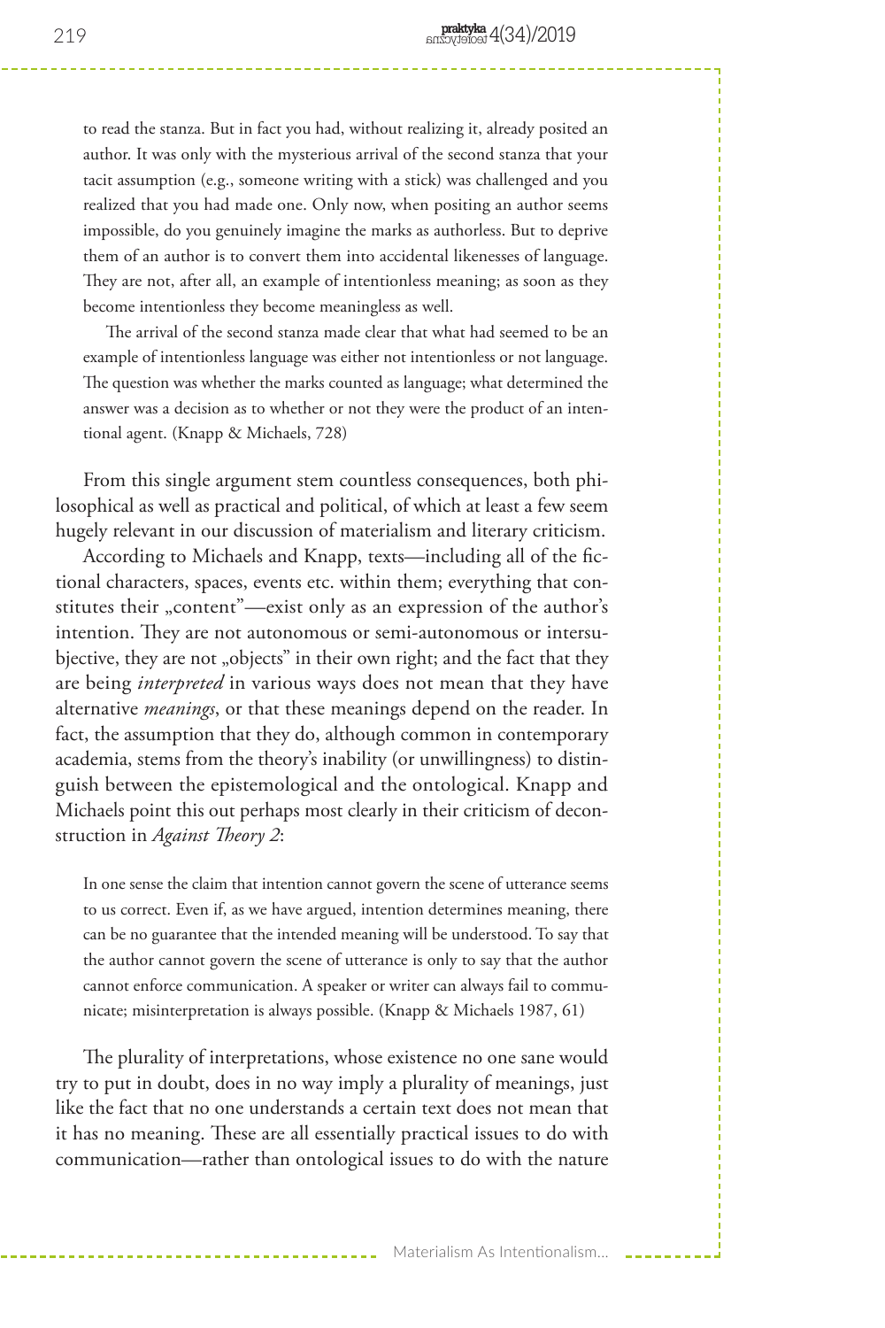> to read the stanza. But in fact you had, without realizing it, already posited an author. It was only with the mysterious arrival of the second stanza that your tacit assumption (e.g., someone writing with a stick) was challenged and you realized that you had made one. Only now, when positing an author seems impossible, do you genuinely imagine the marks as authorless. But to deprive them of an author is to convert them into accidental likenesses of language. They are not, after all, an example of intentionless meaning; as soon as they become intentionless they become meaningless as well.
>
> The arrival of the second stanza made clear that what had seemed to be an example of intentionless language was either not intentionless or not language. The question was whether the marks counted as language; what determined the answer was a decision as to whether or not they were the product of an intentional agent. (Knapp & Michaels, 728)

From this single argument stem countless consequences, both philosophical as well as practical and political, of which at least a few seem hugely relevant in our discussion of materialism and literary criticism.

According to Michaels and Knapp, texts—including all of the fictional characters, spaces, events etc. within them; everything that constitutes their „content"—exist only as an expression of the author's intention. They are not autonomous or semi-autonomous or intersubjective, they are not „objects" in their own right; and the fact that they are being *interpreted* in various ways does not mean that they have alternative *meanings*, or that these meanings depend on the reader. In fact, the assumption that they do, although common in contemporary academia, stems from the theory's inability (or unwillingness) to distinguish between the epistemological and the ontological. Knapp and Michaels point this out perhaps most clearly in their criticism of deconstruction in *Against Theory 2*:

> In one sense the claim that intention cannot govern the scene of utterance seems to us correct. Even if, as we have argued, intention determines meaning, there can be no guarantee that the intended meaning will be understood. To say that the author cannot govern the scene of utterance is only to say that the author cannot enforce communication. A speaker or writer can always fail to communicate; misinterpretation is always possible. (Knapp & Michaels 1987, 61)

The plurality of interpretations, whose existence no one sane would try to put in doubt, does in no way imply a plurality of meanings, just like the fact that no one understands a certain text does not mean that it has no meaning. These are all essentially practical issues to do with communication—rather than ontological issues to do with the nature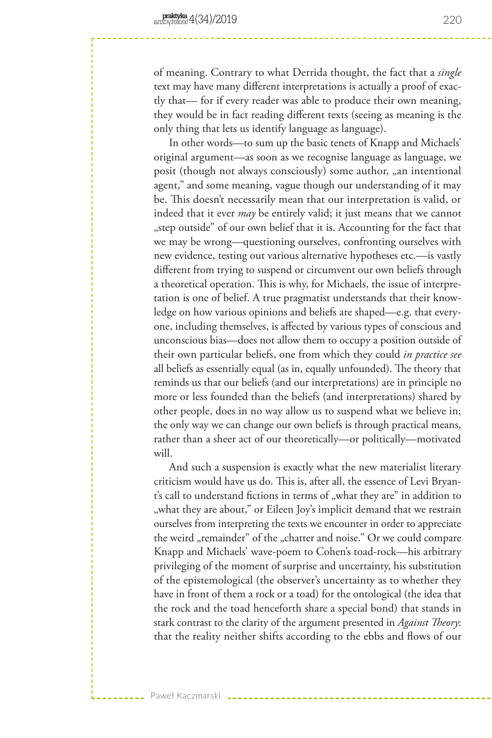of meaning. Contrary to what Derrida thought, the fact that a *single* text may have many different interpretations is actually a proof of exactly that— for if every reader was able to produce their own meaning, they would be in fact reading different texts (seeing as meaning is the only thing that lets us identify language as language).

In other words—to sum up the basic tenets of Knapp and Michaels' original argument—as soon as we recognise language as language, we posit (though not always consciously) some author, „an intentional agent," and some meaning, vague though our understanding of it may be. This doesn't necessarily mean that our interpretation is valid, or indeed that it ever *may* be entirely valid; it just means that we cannot „step outside" of our own belief that it is. Accounting for the fact that we may be wrong—questioning ourselves, confronting ourselves with new evidence, testing out various alternative hypotheses etc.—is vastly different from trying to suspend or circumvent our own beliefs through a theoretical operation. This is why, for Michaels, the issue of interpretation is one of belief. A true pragmatist understands that their knowledge on how various opinions and beliefs are shaped—e.g. that everyone, including themselves, is affected by various types of conscious and unconscious bias—does not allow them to occupy a position outside of their own particular beliefs, one from which they could *in practice see* all beliefs as essentially equal (as in, equally unfounded). The theory that reminds us that our beliefs (and our interpretations) are in principle no more or less founded than the beliefs (and interpretations) shared by other people, does in no way allow us to suspend what we believe in; the only way we can change our own beliefs is through practical means, rather than a sheer act of our theoretically—or politically—motivated will.

And such a suspension is exactly what the new materialist literary criticism would have us do. This is, after all, the essence of Levi Bryant's call to understand fictions in terms of „what they are" in addition to „what they are about," or Eileen Joy's implicit demand that we restrain ourselves from interpreting the texts we encounter in order to appreciate the weird „remainder" of the „chatter and noise." Or we could compare Knapp and Michaels' wave-poem to Cohen's toad-rock—his arbitrary privileging of the moment of surprise and uncertainty, his substitution of the epistemological (the observer's uncertainty as to whether they have in front of them a rock or a toad) for the ontological (the idea that the rock and the toad henceforth share a special bond) that stands in stark contrast to the clarity of the argument presented in *Against Theory*: that the reality neither shifts according to the ebbs and flows of our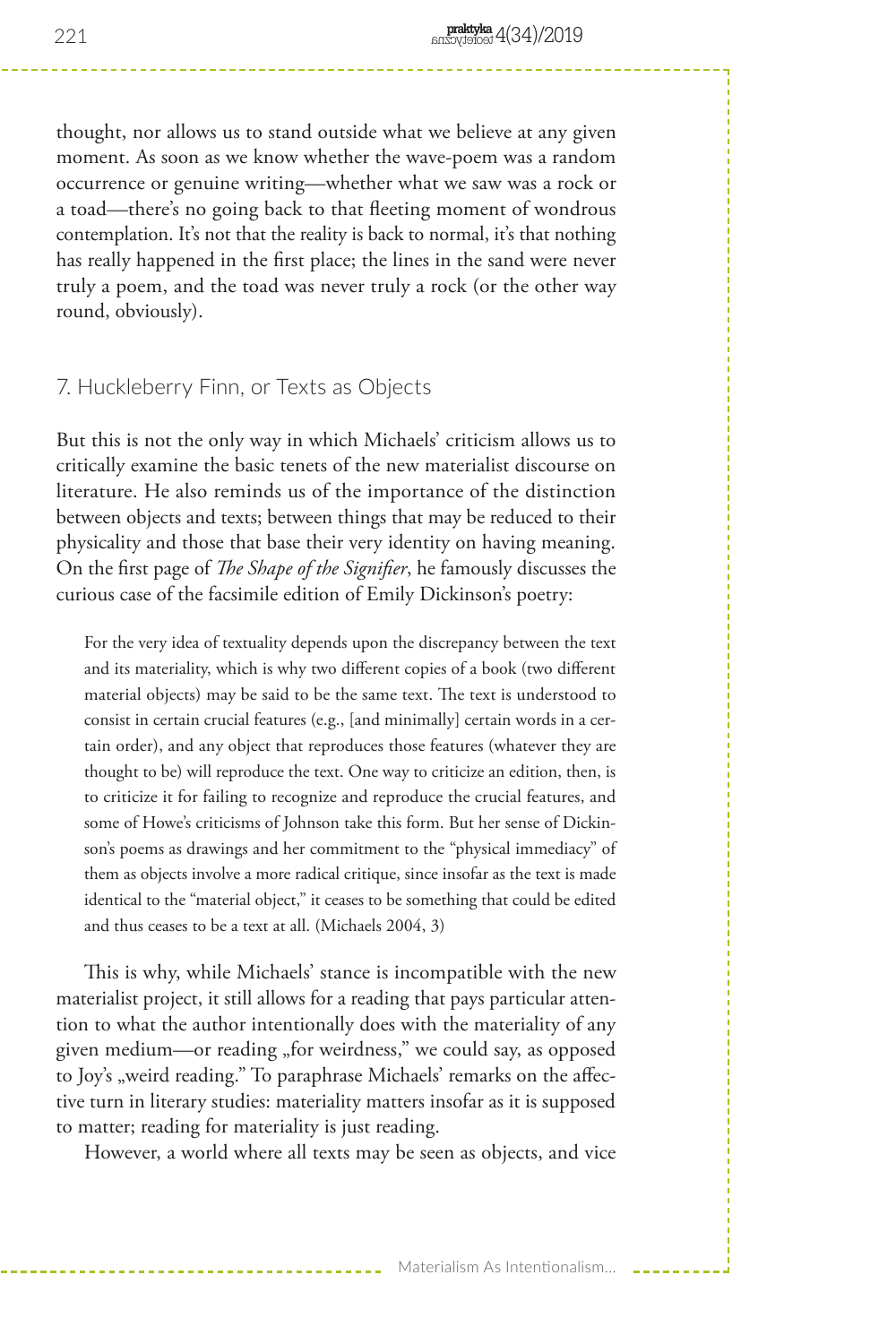thought, nor allows us to stand outside what we believe at any given moment. As soon as we know whether the wave-poem was a random occurrence or genuine writing—whether what we saw was a rock or a toad—there's no going back to that fleeting moment of wondrous contemplation. It's not that the reality is back to normal, it's that nothing has really happened in the first place; the lines in the sand were never truly a poem, and the toad was never truly a rock (or the other way round, obviously).

## 7. Huckleberry Finn, or Texts as Objects

But this is not the only way in which Michaels' criticism allows us to critically examine the basic tenets of the new materialist discourse on literature. He also reminds us of the importance of the distinction between objects and texts; between things that may be reduced to their physicality and those that base their very identity on having meaning. On the first page of *The Shape of the Signifier*, he famously discusses the curious case of the facsimile edition of Emily Dickinson's poetry:

> For the very idea of textuality depends upon the discrepancy between the text and its materiality, which is why two different copies of a book (two different material objects) may be said to be the same text. The text is understood to consist in certain crucial features (e.g., [and minimally] certain words in a certain order), and any object that reproduces those features (whatever they are thought to be) will reproduce the text. One way to criticize an edition, then, is to criticize it for failing to recognize and reproduce the crucial features, and some of Howe's criticisms of Johnson take this form. But her sense of Dickinson's poems as drawings and her commitment to the "physical immediacy" of them as objects involve a more radical critique, since insofar as the text is made identical to the "material object," it ceases to be something that could be edited and thus ceases to be a text at all. (Michaels 2004, 3)

This is why, while Michaels' stance is incompatible with the new materialist project, it still allows for a reading that pays particular attention to what the author intentionally does with the materiality of any given medium—or reading „for weirdness," we could say, as opposed to Joy's „weird reading." To paraphrase Michaels' remarks on the affective turn in literary studies: materiality matters insofar as it is supposed to matter; reading for materiality is just reading.

However, a world where all texts may be seen as objects, and vice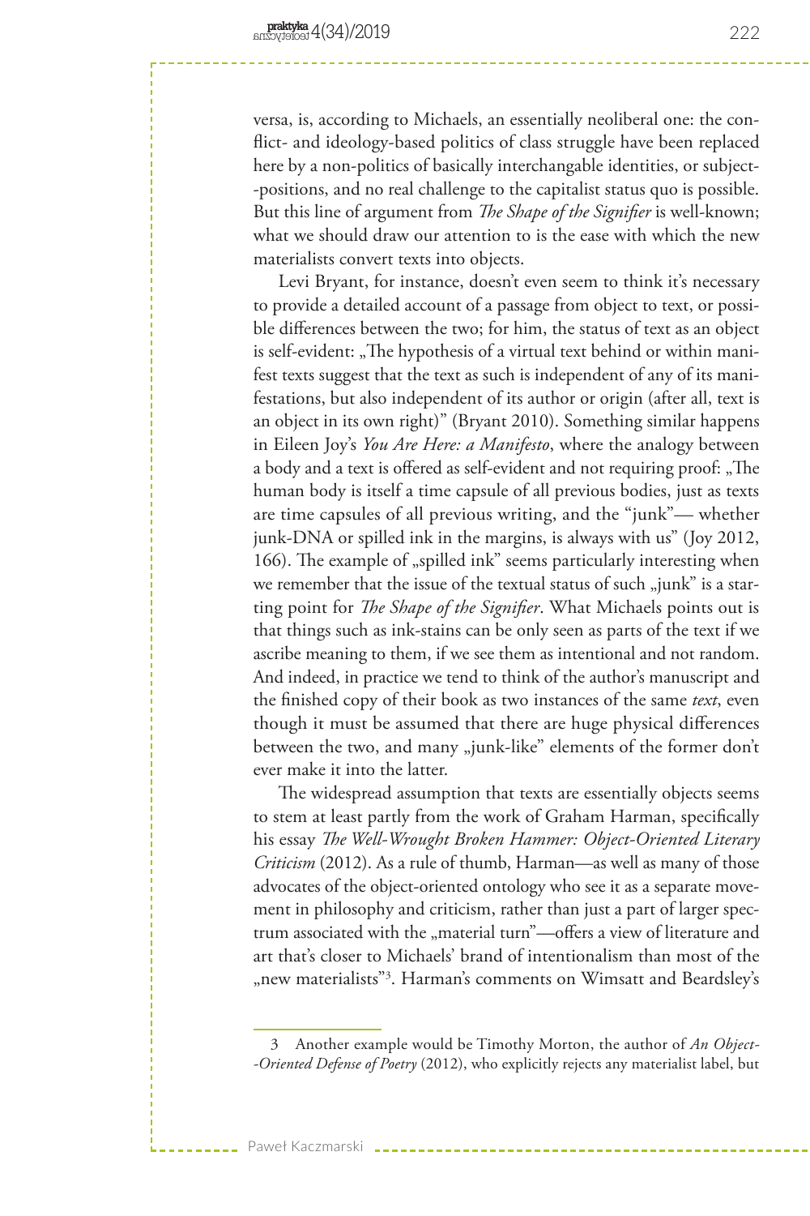versa, is, according to Michaels, an essentially neoliberal one: the conflict- and ideology-based politics of class struggle have been replaced here by a non-politics of basically interchangable identities, or subject-positions, and no real challenge to the capitalist status quo is possible. But this line of argument from *The Shape of the Signifier* is well-known; what we should draw our attention to is the ease with which the new materialists convert texts into objects.

Levi Bryant, for instance, doesn't even seem to think it's necessary to provide a detailed account of a passage from object to text, or possible differences between the two; for him, the status of text as an object is self-evident: „The hypothesis of a virtual text behind or within manifest texts suggest that the text as such is independent of any of its manifestations, but also independent of its author or origin (after all, text is an object in its own right)" (Bryant 2010). Something similar happens in Eileen Joy's *You Are Here: a Manifesto*, where the analogy between a body and a text is offered as self-evident and not requiring proof: „The human body is itself a time capsule of all previous bodies, just as texts are time capsules of all previous writing, and the "junk"— whether junk-DNA or spilled ink in the margins, is always with us" (Joy 2012, 166). The example of „spilled ink" seems particularly interesting when we remember that the issue of the textual status of such „junk" is a starting point for *The Shape of the Signifier*. What Michaels points out is that things such as ink-stains can be only seen as parts of the text if we ascribe meaning to them, if we see them as intentional and not random. And indeed, in practice we tend to think of the author's manuscript and the finished copy of their book as two instances of the same *text*, even though it must be assumed that there are huge physical differences between the two, and many „junk-like" elements of the former don't ever make it into the latter.

The widespread assumption that texts are essentially objects seems to stem at least partly from the work of Graham Harman, specifically his essay *The Well-Wrought Broken Hammer: Object-Oriented Literary Criticism* (2012). As a rule of thumb, Harman—as well as many of those advocates of the object-oriented ontology who see it as a separate movement in philosophy and criticism, rather than just a part of larger spectrum associated with the „material turn"—offers a view of literature and art that's closer to Michaels' brand of intentionalism than most of the „new materialists"[3]. Harman's comments on Wimsatt and Beardsley's

3 Another example would be Timothy Morton, the author of *An Object-Oriented Defense of Poetry* (2012), who explicitly rejects any materialist label, but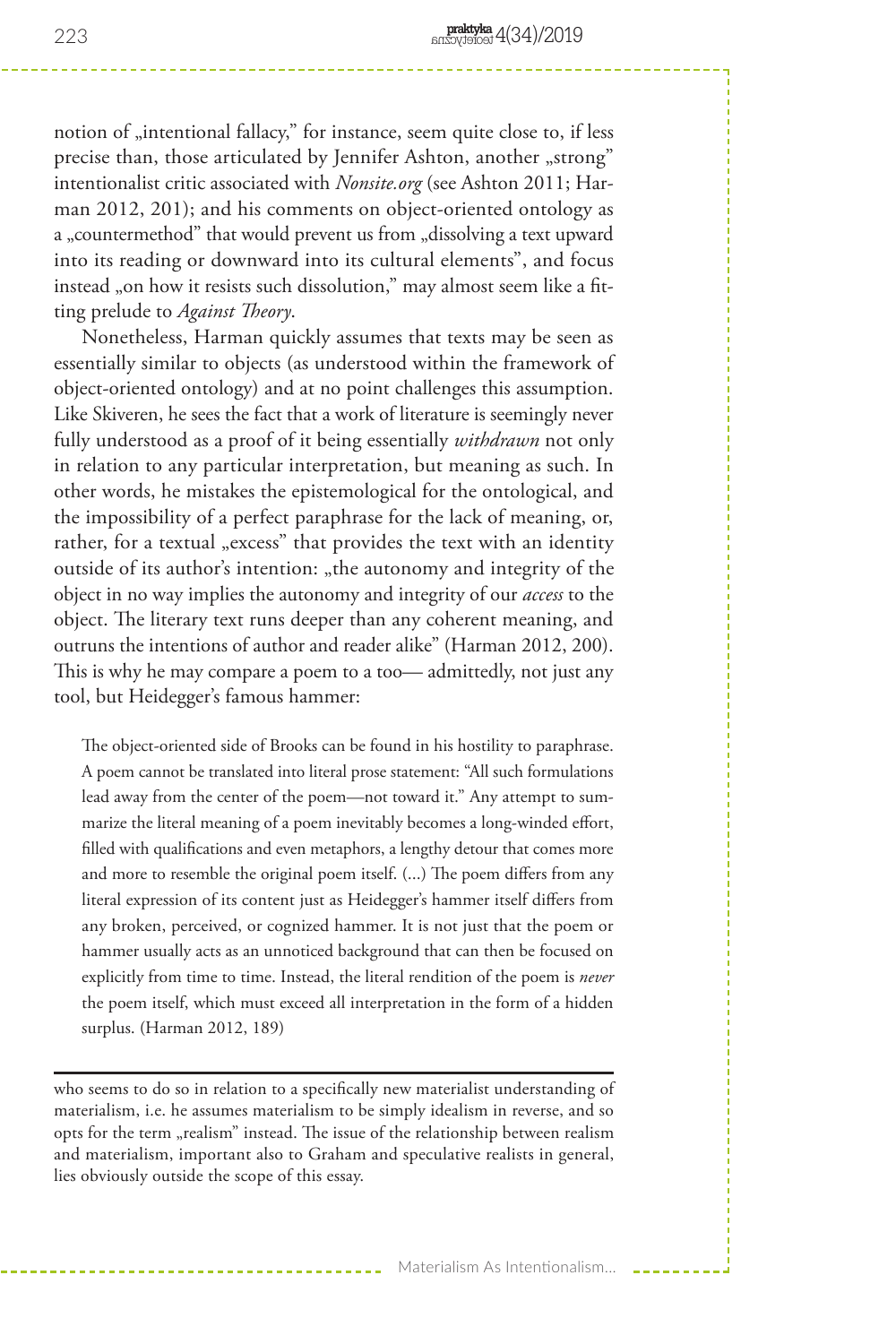notion of „intentional fallacy," for instance, seem quite close to, if less precise than, those articulated by Jennifer Ashton, another „strong" intentionalist critic associated with *Nonsite.org* (see Ashton 2011; Harman 2012, 201); and his comments on object-oriented ontology as a „countermethod" that would prevent us from „dissolving a text upward into its reading or downward into its cultural elements", and focus instead „on how it resists such dissolution," may almost seem like a fitting prelude to *Against Theory*.

Nonetheless, Harman quickly assumes that texts may be seen as essentially similar to objects (as understood within the framework of object-oriented ontology) and at no point challenges this assumption. Like Skiveren, he sees the fact that a work of literature is seemingly never fully understood as a proof of it being essentially *withdrawn* not only in relation to any particular interpretation, but meaning as such. In other words, he mistakes the epistemological for the ontological, and the impossibility of a perfect paraphrase for the lack of meaning, or, rather, for a textual „excess" that provides the text with an identity outside of its author's intention: „the autonomy and integrity of the object in no way implies the autonomy and integrity of our *access* to the object. The literary text runs deeper than any coherent meaning, and outruns the intentions of author and reader alike" (Harman 2012, 200). This is why he may compare a poem to a too— admittedly, not just any tool, but Heidegger's famous hammer:

> The object-oriented side of Brooks can be found in his hostility to paraphrase. A poem cannot be translated into literal prose statement: "All such formulations lead away from the center of the poem—not toward it." Any attempt to summarize the literal meaning of a poem inevitably becomes a long-winded effort, filled with qualifications and even metaphors, a lengthy detour that comes more and more to resemble the original poem itself. (...) The poem differs from any literal expression of its content just as Heidegger's hammer itself differs from any broken, perceived, or cognized hammer. It is not just that the poem or hammer usually acts as an unnoticed background that can then be focused on explicitly from time to time. Instead, the literal rendition of the poem is *never* the poem itself, which must exceed all interpretation in the form of a hidden surplus. (Harman 2012, 189)

---

who seems to do so in relation to a specifically new materialist understanding of materialism, i.e. he assumes materialism to be simply idealism in reverse, and so opts for the term „realism" instead. The issue of the relationship between realism and materialism, important also to Graham and speculative realists in general, lies obviously outside the scope of this essay.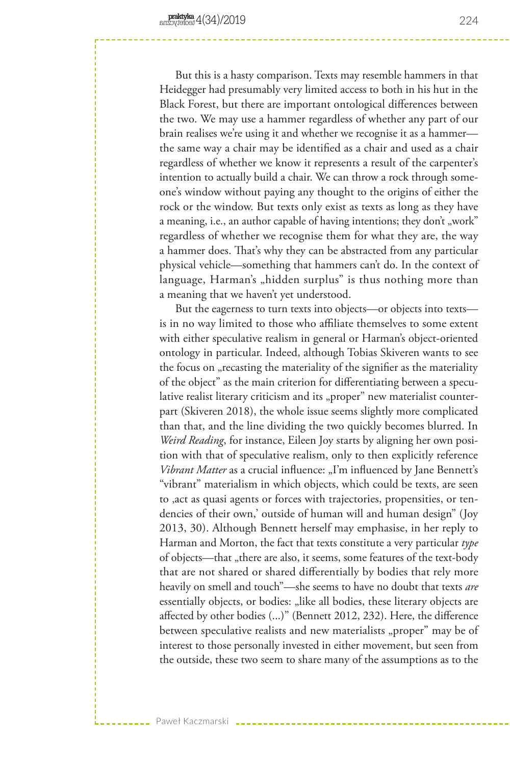But this is a hasty comparison. Texts may resemble hammers in that Heidegger had presumably very limited access to both in his hut in the Black Forest, but there are important ontological differences between the two. We may use a hammer regardless of whether any part of our brain realises we're using it and whether we recognise it as a hammer—the same way a chair may be identified as a chair and used as a chair regardless of whether we know it represents a result of the carpenter's intention to actually build a chair. We can throw a rock through someone's window without paying any thought to the origins of either the rock or the window. But texts only exist as texts as long as they have a meaning, i.e., an author capable of having intentions; they don't „work" regardless of whether we recognise them for what they are, the way a hammer does. That's why they can be abstracted from any particular physical vehicle—something that hammers can't do. In the context of language, Harman's „hidden surplus" is thus nothing more than a meaning that we haven't yet understood.

But the eagerness to turn texts into objects—or objects into texts—is in no way limited to those who affiliate themselves to some extent with either speculative realism in general or Harman's object-oriented ontology in particular. Indeed, although Tobias Skiveren wants to see the focus on „recasting the materiality of the signifier as the materiality of the object" as the main criterion for differentiating between a speculative realist literary criticism and its „proper" new materialist counterpart (Skiveren 2018), the whole issue seems slightly more complicated than that, and the line dividing the two quickly becomes blurred. In *Weird Reading*, for instance, Eileen Joy starts by aligning her own position with that of speculative realism, only to then explicitly reference *Vibrant Matter* as a crucial influence: „I'm influenced by Jane Bennett's "vibrant" materialism in which objects, which could be texts, are seen to ‚act as quasi agents or forces with trajectories, propensities, or tendencies of their own,' outside of human will and human design" (Joy 2013, 30). Although Bennett herself may emphasise, in her reply to Harman and Morton, the fact that texts constitute a very particular *type* of objects—that „there are also, it seems, some features of the text-body that are not shared or shared differentially by bodies that rely more heavily on smell and touch"—she seems to have no doubt that texts *are* essentially objects, or bodies: „like all bodies, these literary objects are affected by other bodies (...)" (Bennett 2012, 232). Here, the difference between speculative realists and new materialists „proper" may be of interest to those personally invested in either movement, but seen from the outside, these two seem to share many of the assumptions as to the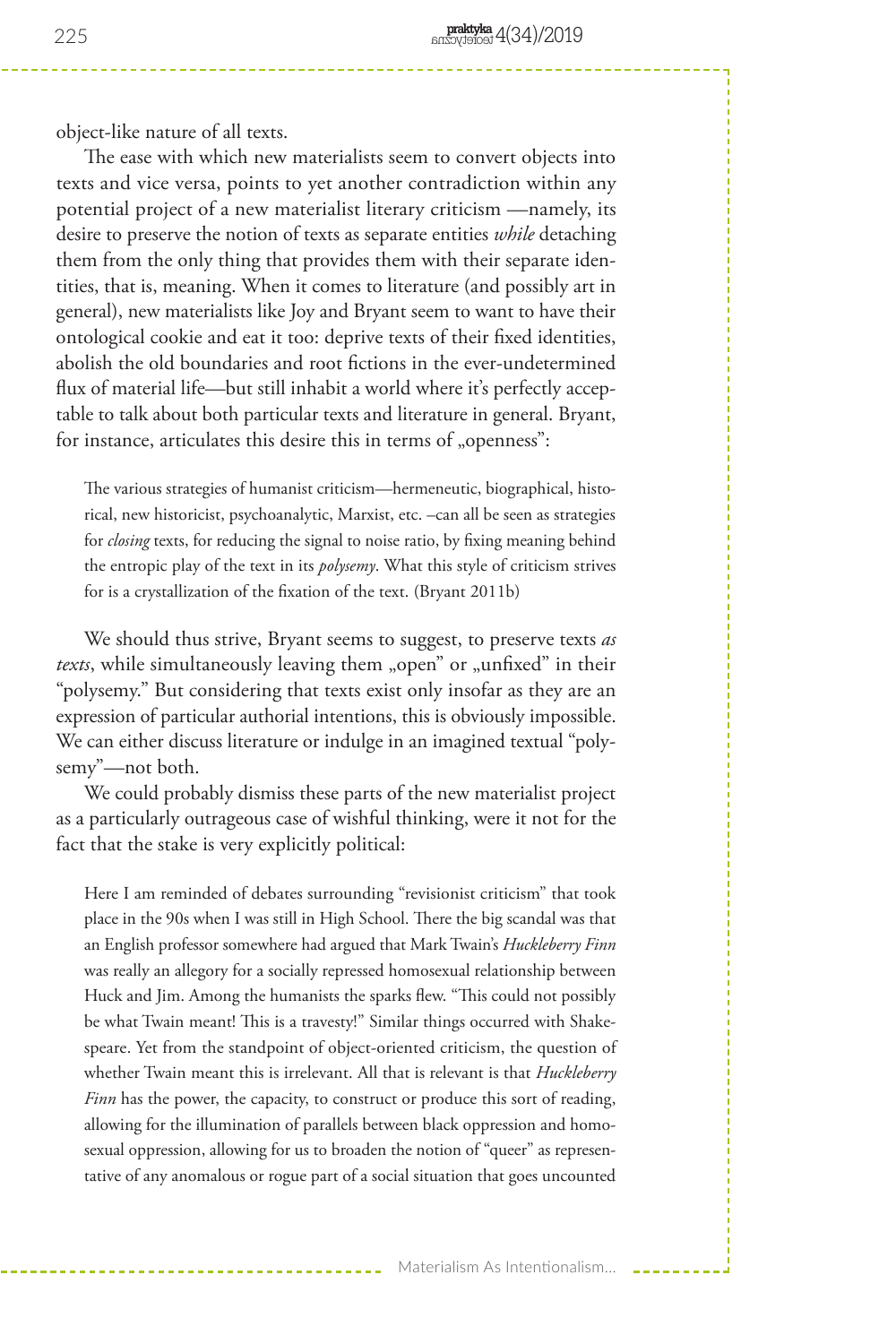object-like nature of all texts.

The ease with which new materialists seem to convert objects into texts and vice versa, points to yet another contradiction within any potential project of a new materialist literary criticism —namely, its desire to preserve the notion of texts as separate entities *while* detaching them from the only thing that provides them with their separate identities, that is, meaning. When it comes to literature (and possibly art in general), new materialists like Joy and Bryant seem to want to have their ontological cookie and eat it too: deprive texts of their fixed identities, abolish the old boundaries and root fictions in the ever-undetermined flux of material life—but still inhabit a world where it's perfectly acceptable to talk about both particular texts and literature in general. Bryant, for instance, articulates this desire this in terms of „openness":

> The various strategies of humanist criticism—hermeneutic, biographical, historical, new historicist, psychoanalytic, Marxist, etc. –can all be seen as strategies for *closing* texts, for reducing the signal to noise ratio, by fixing meaning behind the entropic play of the text in its *polysemy*. What this style of criticism strives for is a crystallization of the fixation of the text. (Bryant 2011b)

We should thus strive, Bryant seems to suggest, to preserve texts *as texts*, while simultaneously leaving them „open" or „unfixed" in their "polysemy." But considering that texts exist only insofar as they are an expression of particular authorial intentions, this is obviously impossible. We can either discuss literature or indulge in an imagined textual "polysemy"—not both.

We could probably dismiss these parts of the new materialist project as a particularly outrageous case of wishful thinking, were it not for the fact that the stake is very explicitly political:

> Here I am reminded of debates surrounding "revisionist criticism" that took place in the 90s when I was still in High School. There the big scandal was that an English professor somewhere had argued that Mark Twain's *Huckleberry Finn* was really an allegory for a socially repressed homosexual relationship between Huck and Jim. Among the humanists the sparks flew. "This could not possibly be what Twain meant! This is a travesty!" Similar things occurred with Shakespeare. Yet from the standpoint of object-oriented criticism, the question of whether Twain meant this is irrelevant. All that is relevant is that *Huckleberry Finn* has the power, the capacity, to construct or produce this sort of reading, allowing for the illumination of parallels between black oppression and homosexual oppression, allowing for us to broaden the notion of "queer" as representative of any anomalous or rogue part of a social situation that goes uncounted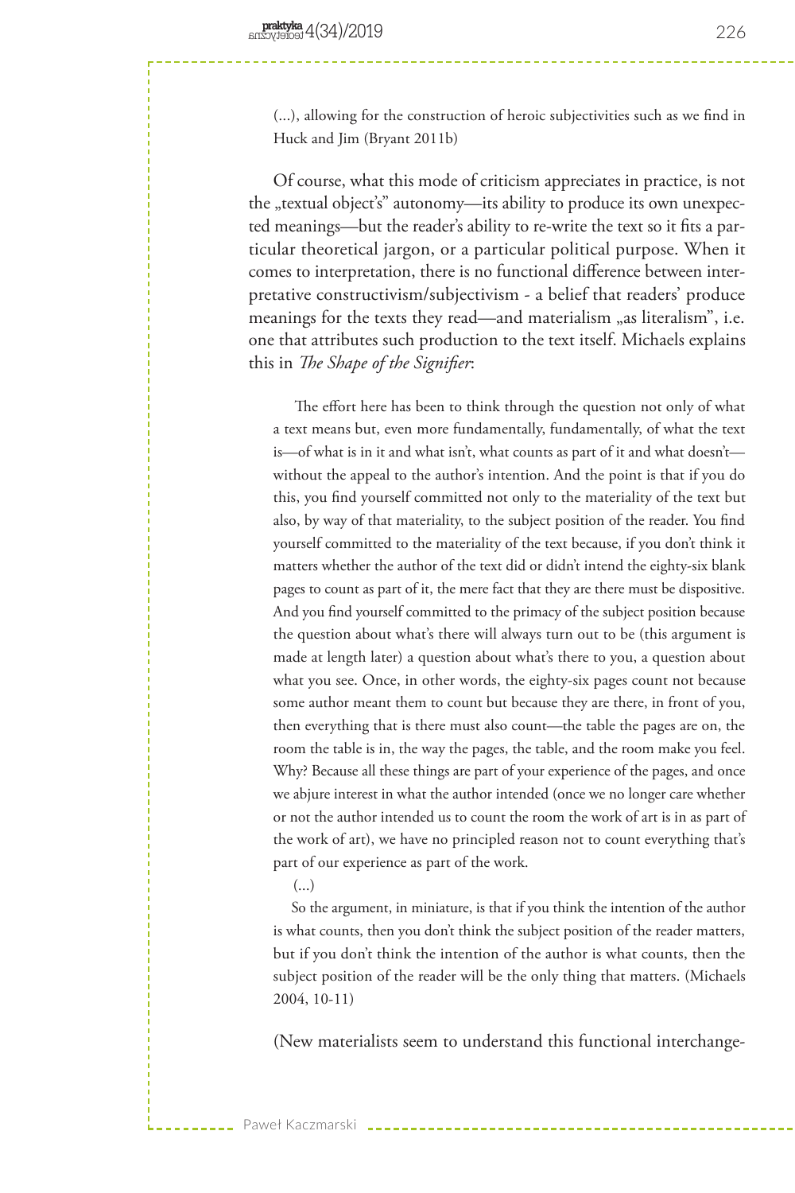> (...), allowing for the construction of heroic subjectivities such as we find in Huck and Jim (Bryant 2011b)

Of course, what this mode of criticism appreciates in practice, is not the „textual object's" autonomy—its ability to produce its own unexpected meanings—but the reader's ability to re-write the text so it fits a particular theoretical jargon, or a particular political purpose. When it comes to interpretation, there is no functional difference between interpretative constructivism/subjectivism - a belief that readers' produce meanings for the texts they read—and materialism „as literalism", i.e. one that attributes such production to the text itself. Michaels explains this in *The Shape of the Signifier*:

> The effort here has been to think through the question not only of what a text means but, even more fundamentally, fundamentally, of what the text is—of what is in it and what isn't, what counts as part of it and what doesn't—without the appeal to the author's intention. And the point is that if you do this, you find yourself committed not only to the materiality of the text but also, by way of that materiality, to the subject position of the reader. You find yourself committed to the materiality of the text because, if you don't think it matters whether the author of the text did or didn't intend the eighty-six blank pages to count as part of it, the mere fact that they are there must be dispositive. And you find yourself committed to the primacy of the subject position because the question about what's there will always turn out to be (this argument is made at length later) a question about what's there to you, a question about what you see. Once, in other words, the eighty-six pages count not because some author meant them to count but because they are there, in front of you, then everything that is there must also count—the table the pages are on, the room the table is in, the way the pages, the table, and the room make you feel. Why? Because all these things are part of your experience of the pages, and once we abjure interest in what the author intended (once we no longer care whether or not the author intended us to count the room the work of art is in as part of the work of art), we have no principled reason not to count everything that's part of our experience as part of the work.
>
> (...)
>
> So the argument, in miniature, is that if you think the intention of the author is what counts, then you don't think the subject position of the reader matters, but if you don't think the intention of the author is what counts, then the subject position of the reader will be the only thing that matters. (Michaels 2004, 10-11)

(New materialists seem to understand this functional interchange-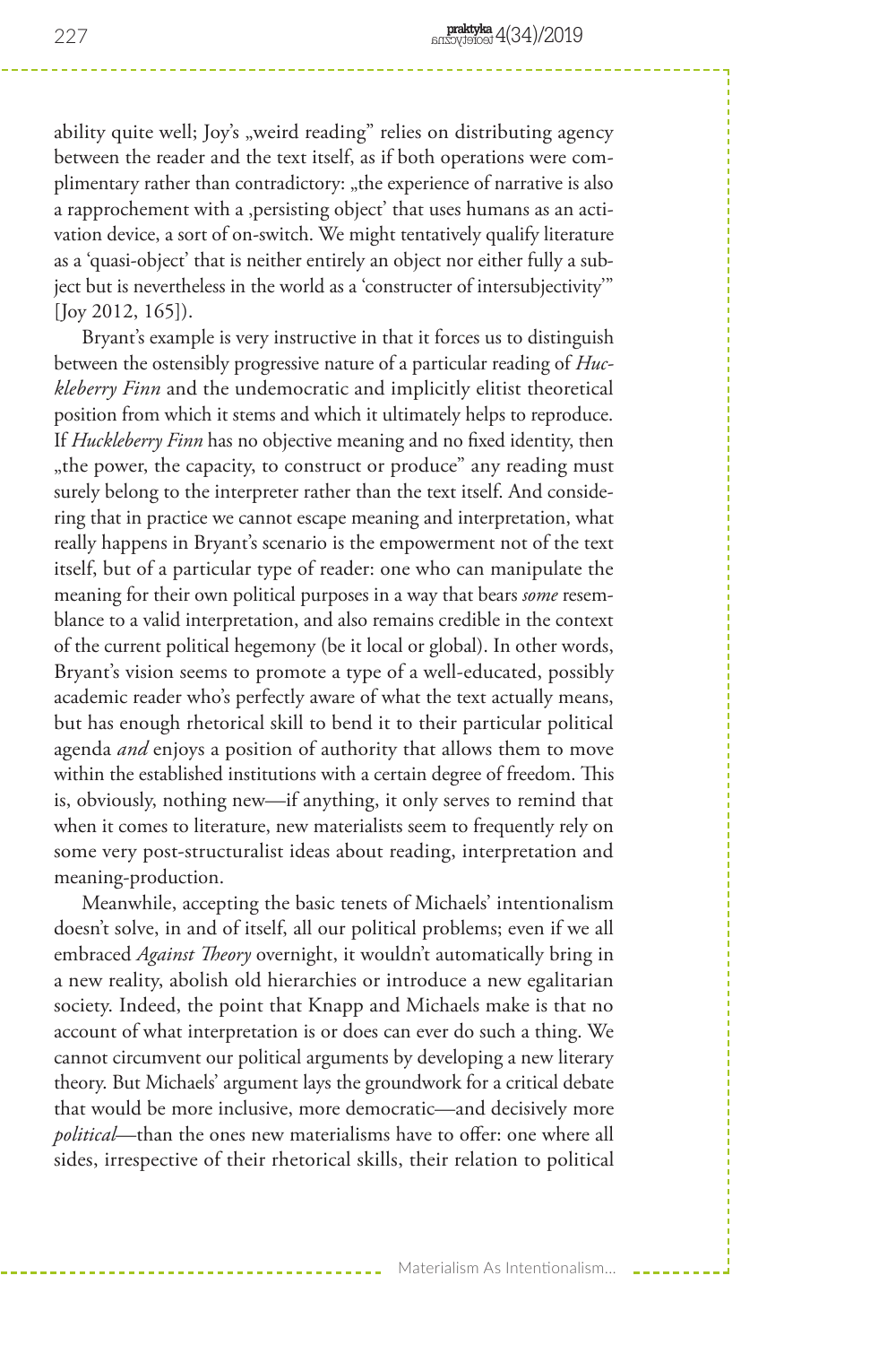ability quite well; Joy's „weird reading" relies on distributing agency between the reader and the text itself, as if both operations were complimentary rather than contradictory: „the experience of narrative is also a rapprochement with a ‚persisting object' that uses humans as an activation device, a sort of on-switch. We might tentatively qualify literature as a 'quasi-object' that is neither entirely an object nor either fully a subject but is nevertheless in the world as a 'constructer of intersubjectivity'" [Joy 2012, 165]).

Bryant's example is very instructive in that it forces us to distinguish between the ostensibly progressive nature of a particular reading of *Huckleberry Finn* and the undemocratic and implicitly elitist theoretical position from which it stems and which it ultimately helps to reproduce. If *Huckleberry Finn* has no objective meaning and no fixed identity, then „the power, the capacity, to construct or produce" any reading must surely belong to the interpreter rather than the text itself. And considering that in practice we cannot escape meaning and interpretation, what really happens in Bryant's scenario is the empowerment not of the text itself, but of a particular type of reader: one who can manipulate the meaning for their own political purposes in a way that bears *some* resemblance to a valid interpretation, and also remains credible in the context of the current political hegemony (be it local or global). In other words, Bryant's vision seems to promote a type of a well-educated, possibly academic reader who's perfectly aware of what the text actually means, but has enough rhetorical skill to bend it to their particular political agenda *and* enjoys a position of authority that allows them to move within the established institutions with a certain degree of freedom. This is, obviously, nothing new—if anything, it only serves to remind that when it comes to literature, new materialists seem to frequently rely on some very post-structuralist ideas about reading, interpretation and meaning-production.

Meanwhile, accepting the basic tenets of Michaels' intentionalism doesn't solve, in and of itself, all our political problems; even if we all embraced *Against Theory* overnight, it wouldn't automatically bring in a new reality, abolish old hierarchies or introduce a new egalitarian society. Indeed, the point that Knapp and Michaels make is that no account of what interpretation is or does can ever do such a thing. We cannot circumvent our political arguments by developing a new literary theory. But Michaels' argument lays the groundwork for a critical debate that would be more inclusive, more democratic—and decisively more *political*—than the ones new materialisms have to offer: one where all sides, irrespective of their rhetorical skills, their relation to political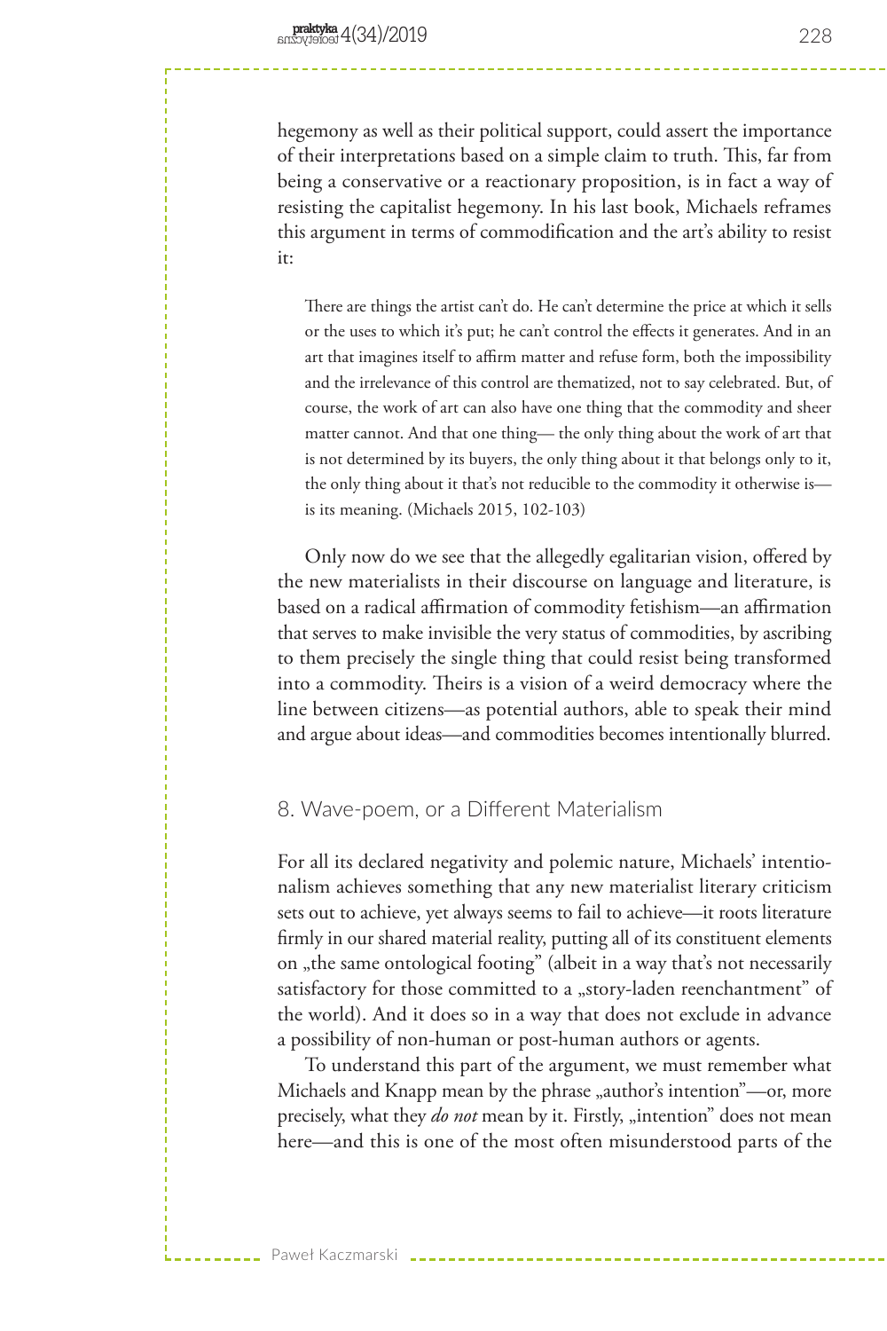hegemony as well as their political support, could assert the importance of their interpretations based on a simple claim to truth. This, far from being a conservative or a reactionary proposition, is in fact a way of resisting the capitalist hegemony. In his last book, Michaels reframes this argument in terms of commodification and the art's ability to resist it:

> There are things the artist can't do. He can't determine the price at which it sells or the uses to which it's put; he can't control the effects it generates. And in an art that imagines itself to affirm matter and refuse form, both the impossibility and the irrelevance of this control are thematized, not to say celebrated. But, of course, the work of art can also have one thing that the commodity and sheer matter cannot. And that one thing— the only thing about the work of art that is not determined by its buyers, the only thing about it that belongs only to it, the only thing about it that's not reducible to the commodity it otherwise is— is its meaning. (Michaels 2015, 102-103)

Only now do we see that the allegedly egalitarian vision, offered by the new materialists in their discourse on language and literature, is based on a radical affirmation of commodity fetishism—an affirmation that serves to make invisible the very status of commodities, by ascribing to them precisely the single thing that could resist being transformed into a commodity. Theirs is a vision of a weird democracy where the line between citizens—as potential authors, able to speak their mind and argue about ideas—and commodities becomes intentionally blurred.

## 8. Wave-poem, or a Different Materialism

For all its declared negativity and polemic nature, Michaels' intentionalism achieves something that any new materialist literary criticism sets out to achieve, yet always seems to fail to achieve—it roots literature firmly in our shared material reality, putting all of its constituent elements on „the same ontological footing" (albeit in a way that's not necessarily satisfactory for those committed to a „story-laden reenchantment" of the world). And it does so in a way that does not exclude in advance a possibility of non-human or post-human authors or agents.

To understand this part of the argument, we must remember what Michaels and Knapp mean by the phrase „author's intention"—or, more precisely, what they *do not* mean by it. Firstly, „intention" does not mean here—and this is one of the most often misunderstood parts of the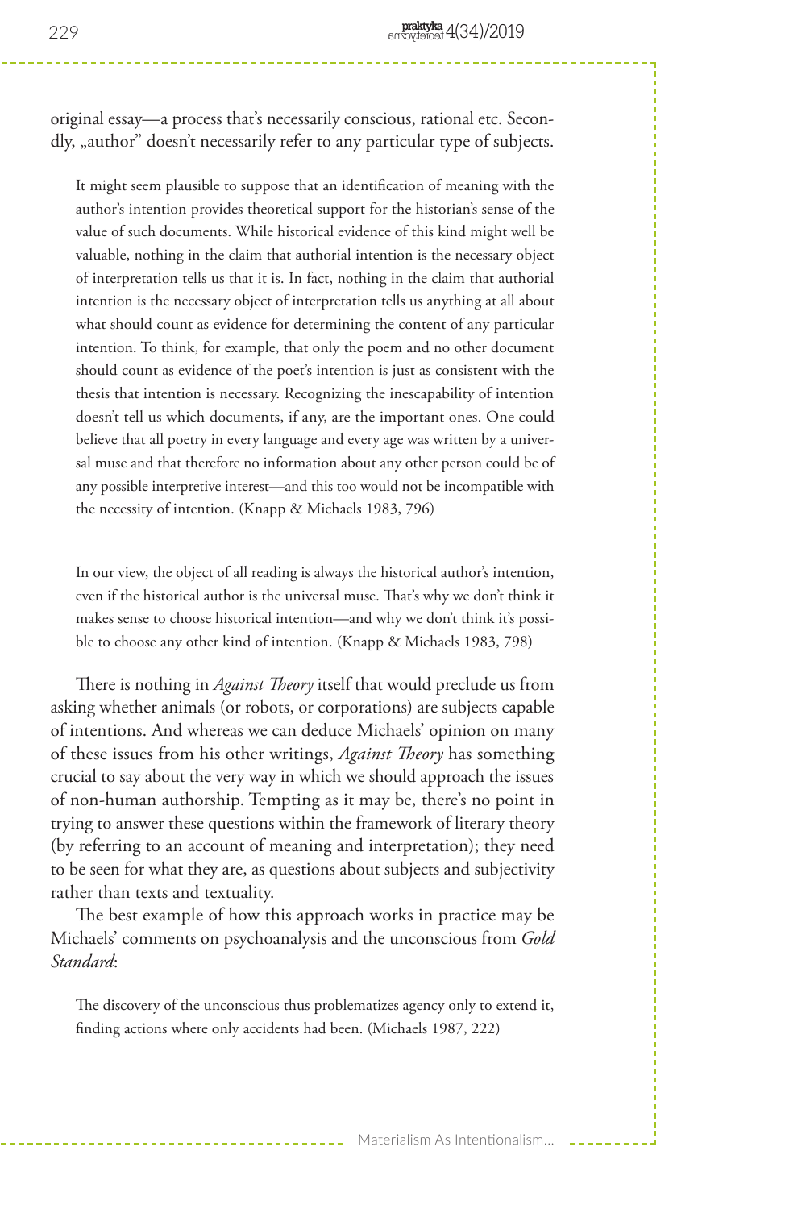original essay—a process that's necessarily conscious, rational etc. Secondly, „author" doesn't necessarily refer to any particular type of subjects.

> It might seem plausible to suppose that an identification of meaning with the author's intention provides theoretical support for the historian's sense of the value of such documents. While historical evidence of this kind might well be valuable, nothing in the claim that authorial intention is the necessary object of interpretation tells us that it is. In fact, nothing in the claim that authorial intention is the necessary object of interpretation tells us anything at all about what should count as evidence for determining the content of any particular intention. To think, for example, that only the poem and no other document should count as evidence of the poet's intention is just as consistent with the thesis that intention is necessary. Recognizing the inescapability of intention doesn't tell us which documents, if any, are the important ones. One could believe that all poetry in every language and every age was written by a universal muse and that therefore no information about any other person could be of any possible interpretive interest—and this too would not be incompatible with the necessity of intention. (Knapp & Michaels 1983, 796)

> In our view, the object of all reading is always the historical author's intention, even if the historical author is the universal muse. That's why we don't think it makes sense to choose historical intention—and why we don't think it's possible to choose any other kind of intention. (Knapp & Michaels 1983, 798)

There is nothing in *Against Theory* itself that would preclude us from asking whether animals (or robots, or corporations) are subjects capable of intentions. And whereas we can deduce Michaels' opinion on many of these issues from his other writings, *Against Theory* has something crucial to say about the very way in which we should approach the issues of non-human authorship. Tempting as it may be, there's no point in trying to answer these questions within the framework of literary theory (by referring to an account of meaning and interpretation); they need to be seen for what they are, as questions about subjects and subjectivity rather than texts and textuality.

The best example of how this approach works in practice may be Michaels' comments on psychoanalysis and the unconscious from *Gold Standard*:

> The discovery of the unconscious thus problematizes agency only to extend it, finding actions where only accidents had been. (Michaels 1987, 222)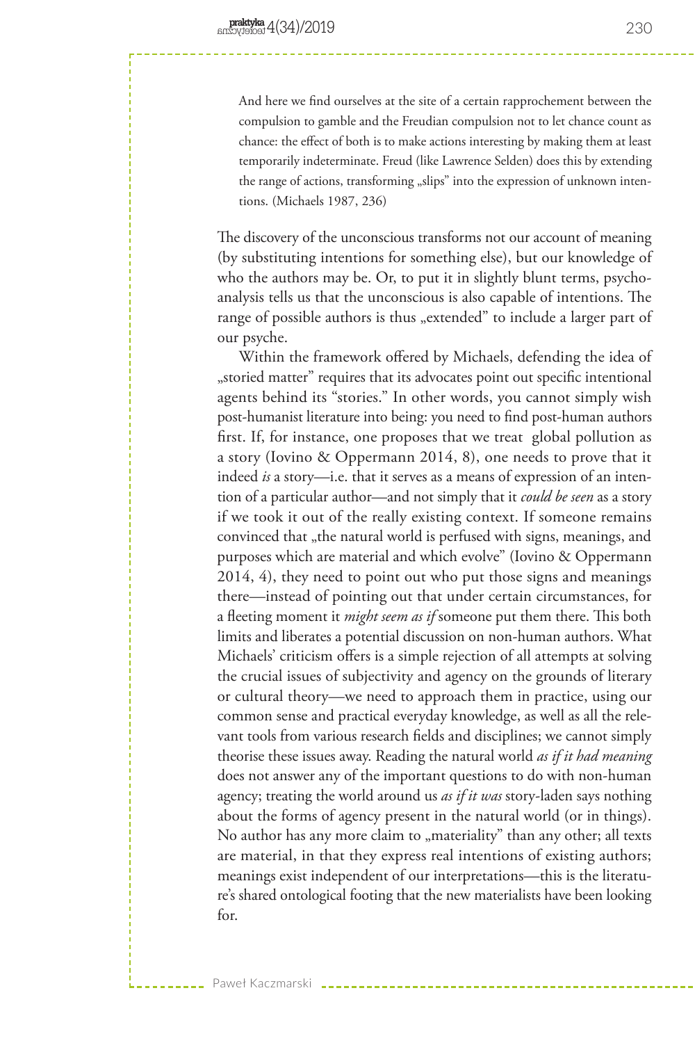> And here we find ourselves at the site of a certain rapprochement between the compulsion to gamble and the Freudian compulsion not to let chance count as chance: the effect of both is to make actions interesting by making them at least temporarily indeterminate. Freud (like Lawrence Selden) does this by extending the range of actions, transforming „slips" into the expression of unknown intentions. (Michaels 1987, 236)

The discovery of the unconscious transforms not our account of meaning (by substituting intentions for something else), but our knowledge of who the authors may be. Or, to put it in slightly blunt terms, psychoanalysis tells us that the unconscious is also capable of intentions. The range of possible authors is thus „extended" to include a larger part of our psyche.

Within the framework offered by Michaels, defending the idea of „storied matter" requires that its advocates point out specific intentional agents behind its "stories." In other words, you cannot simply wish post-humanist literature into being: you need to find post-human authors first. If, for instance, one proposes that we treat global pollution as a story (Iovino & Oppermann 2014, 8), one needs to prove that it indeed *is* a story—i.e. that it serves as a means of expression of an intention of a particular author—and not simply that it *could be seen* as a story if we took it out of the really existing context. If someone remains convinced that „the natural world is perfused with signs, meanings, and purposes which are material and which evolve" (Iovino & Oppermann 2014, 4), they need to point out who put those signs and meanings there—instead of pointing out that under certain circumstances, for a fleeting moment it *might seem as if* someone put them there. This both limits and liberates a potential discussion on non-human authors. What Michaels' criticism offers is a simple rejection of all attempts at solving the crucial issues of subjectivity and agency on the grounds of literary or cultural theory—we need to approach them in practice, using our common sense and practical everyday knowledge, as well as all the relevant tools from various research fields and disciplines; we cannot simply theorise these issues away. Reading the natural world *as if it had meaning* does not answer any of the important questions to do with non-human agency; treating the world around us *as if it was* story-laden says nothing about the forms of agency present in the natural world (or in things). No author has any more claim to „materiality" than any other; all texts are material, in that they express real intentions of existing authors; meanings exist independent of our interpretations—this is the literature's shared ontological footing that the new materialists have been looking for.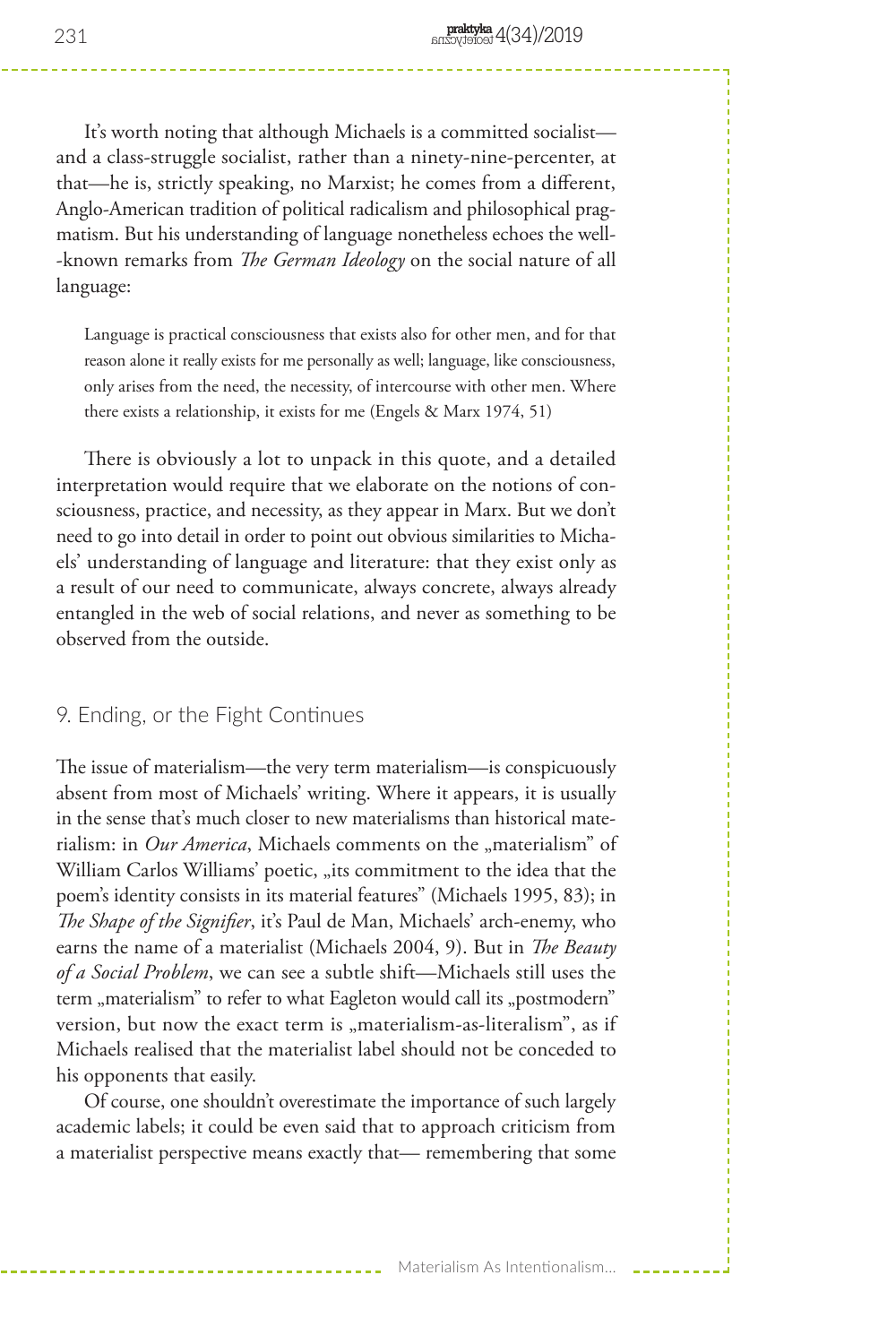It's worth noting that although Michaels is a committed socialist—and a class-struggle socialist, rather than a ninety-nine-percenter, at that—he is, strictly speaking, no Marxist; he comes from a different, Anglo-American tradition of political radicalism and philosophical pragmatism. But his understanding of language nonetheless echoes the well-known remarks from *The German Ideology* on the social nature of all language:

> Language is practical consciousness that exists also for other men, and for that reason alone it really exists for me personally as well; language, like consciousness, only arises from the need, the necessity, of intercourse with other men. Where there exists a relationship, it exists for me (Engels & Marx 1974, 51)

There is obviously a lot to unpack in this quote, and a detailed interpretation would require that we elaborate on the notions of consciousness, practice, and necessity, as they appear in Marx. But we don't need to go into detail in order to point out obvious similarities to Michaels' understanding of language and literature: that they exist only as a result of our need to communicate, always concrete, always already entangled in the web of social relations, and never as something to be observed from the outside.

## 9. Ending, or the Fight Continues

The issue of materialism—the very term materialism—is conspicuously absent from most of Michaels' writing. Where it appears, it is usually in the sense that's much closer to new materialisms than historical materialism: in *Our America*, Michaels comments on the „materialism" of William Carlos Williams' poetic, „its commitment to the idea that the poem's identity consists in its material features" (Michaels 1995, 83); in *The Shape of the Signifier*, it's Paul de Man, Michaels' arch-enemy, who earns the name of a materialist (Michaels 2004, 9). But in *The Beauty of a Social Problem*, we can see a subtle shift—Michaels still uses the term „materialism" to refer to what Eagleton would call its „postmodern" version, but now the exact term is „materialism-as-literalism", as if Michaels realised that the materialist label should not be conceded to his opponents that easily.

Of course, one shouldn't overestimate the importance of such largely academic labels; it could be even said that to approach criticism from a materialist perspective means exactly that— remembering that some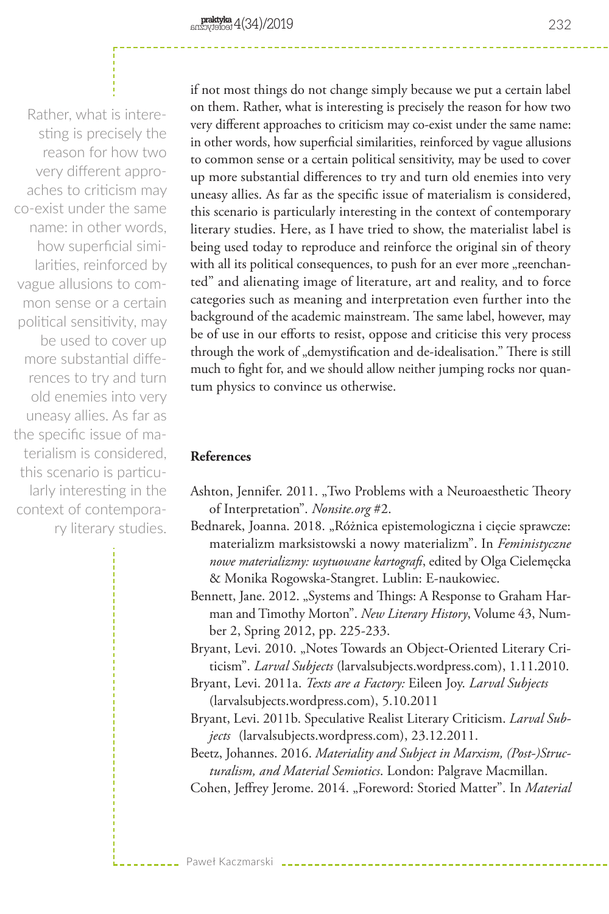if not most things do not change simply because we put a certain label on them. Rather, what is interesting is precisely the reason for how two very different approaches to criticism may co-exist under the same name: in other words, how superficial similarities, reinforced by vague allusions to common sense or a certain political sensitivity, may be used to cover up more substantial differences to try and turn old enemies into very uneasy allies. As far as the specific issue of materialism is considered, this scenario is particularly interesting in the context of contemporary literary studies. Here, as I have tried to show, the materialist label is being used today to reproduce and reinforce the original sin of theory with all its political consequences, to push for an ever more „reenchanted" and alienating image of literature, art and reality, and to force categories such as meaning and interpretation even further into the background of the academic mainstream. The same label, however, may be of use in our efforts to resist, oppose and criticise this very process through the work of „demystification and de-idealisation." There is still much to fight for, and we should allow neither jumping rocks nor quantum physics to convince us otherwise.

> Rather, what is interesting is precisely the reason for how two very different approaches to criticism may co-exist under the same name: in other words, how superficial similarities, reinforced by vague allusions to common sense or a certain political sensitivity, may be used to cover up more substantial differences to try and turn old enemies into very uneasy allies. As far as the specific issue of materialism is considered, this scenario is particularly interesting in the context of contemporary literary studies.

**References**

Ashton, Jennifer. 2011. „Two Problems with a Neuroaesthetic Theory of Interpretation". *Nonsite.org* #2.

Bednarek, Joanna. 2018. „Różnica epistemologiczna i cięcie sprawcze: materializm marksistowski a nowy materializm". In *Feministyczne nowe materializmy: usytuowane kartografi*, edited by Olga Cielemęcka & Monika Rogowska-Stangret. Lublin: E-naukowiec.

Bennett, Jane. 2012. „Systems and Things: A Response to Graham Harman and Timothy Morton". *New Literary History*, Volume 43, Number 2, Spring 2012, pp. 225-233.

Bryant, Levi. 2010. „Notes Towards an Object-Oriented Literary Criticism". *Larval Subjects* (larvalsubjects.wordpress.com), 1.11.2010.

Bryant, Levi. 2011a. *Texts are a Factory:* Eileen Joy. *Larval Subjects* (larvalsubjects.wordpress.com), 5.10.2011

Bryant, Levi. 2011b. Speculative Realist Literary Criticism. *Larval Subjects* (larvalsubjects.wordpress.com), 23.12.2011.

Beetz, Johannes. 2016. *Materiality and Subject in Marxism, (Post-)Structuralism, and Material Semiotics*. London: Palgrave Macmillan.

Cohen, Jeffrey Jerome. 2014. „Foreword: Storied Matter". In *Material*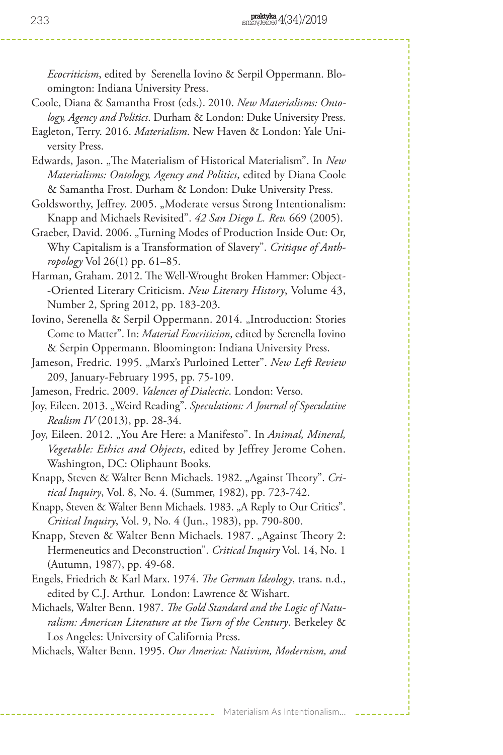*Ecocriticism*, edited by Serenella Iovino & Serpil Oppermann. Bloomington: Indiana University Press.

Coole, Diana & Samantha Frost (eds.). 2010. *New Materialisms: Ontology, Agency and Politics*. Durham & London: Duke University Press.

Eagleton, Terry. 2016. *Materialism*. New Haven & London: Yale University Press.

Edwards, Jason. „The Materialism of Historical Materialism". In *New Materialisms: Ontology, Agency and Politics*, edited by Diana Coole & Samantha Frost. Durham & London: Duke University Press.

Goldsworthy, Jeffrey. 2005. „Moderate versus Strong Intentionalism: Knapp and Michaels Revisited". *42 San Diego L. Rev.* 669 (2005).

Graeber, David. 2006. „Turning Modes of Production Inside Out: Or, Why Capitalism is a Transformation of Slavery". *Critique of Anthropology* Vol 26(1) pp. 61–85.

Harman, Graham. 2012. The Well-Wrought Broken Hammer: Object-Oriented Literary Criticism. *New Literary History*, Volume 43, Number 2, Spring 2012, pp. 183-203.

Iovino, Serenella & Serpil Oppermann. 2014. „Introduction: Stories Come to Matter". In: *Material Ecocriticism*, edited by Serenella Iovino & Serpin Oppermann. Bloomington: Indiana University Press.

Jameson, Fredric. 1995. „Marx's Purloined Letter". *New Left Review* 209, January-February 1995, pp. 75-109.

Jameson, Fredric. 2009. *Valences of Dialectic*. London: Verso.

Joy, Eileen. 2013. „Weird Reading". *Speculations: A Journal of Speculative Realism IV* (2013), pp. 28-34.

Joy, Eileen. 2012. „You Are Here: a Manifesto". In *Animal, Mineral, Vegetable: Ethics and Objects*, edited by Jeffrey Jerome Cohen. Washington, DC: Oliphaunt Books.

Knapp, Steven & Walter Benn Michaels. 1982. „Against Theory". *Critical Inquiry*, Vol. 8, No. 4. (Summer, 1982), pp. 723-742.

Knapp, Steven & Walter Benn Michaels. 1983. „A Reply to Our Critics". *Critical Inquiry*, Vol. 9, No. 4 (Jun., 1983), pp. 790-800.

Knapp, Steven & Walter Benn Michaels. 1987. „Against Theory 2: Hermeneutics and Deconstruction". *Critical Inquiry* Vol. 14, No. 1 (Autumn, 1987), pp. 49-68.

Engels, Friedrich & Karl Marx. 1974. *The German Ideology*, trans. n.d., edited by C.J. Arthur. London: Lawrence & Wishart.

Michaels, Walter Benn. 1987. *The Gold Standard and the Logic of Naturalism: American Literature at the Turn of the Century*. Berkeley & Los Angeles: University of California Press.

Michaels, Walter Benn. 1995. *Our America: Nativism, Modernism, and*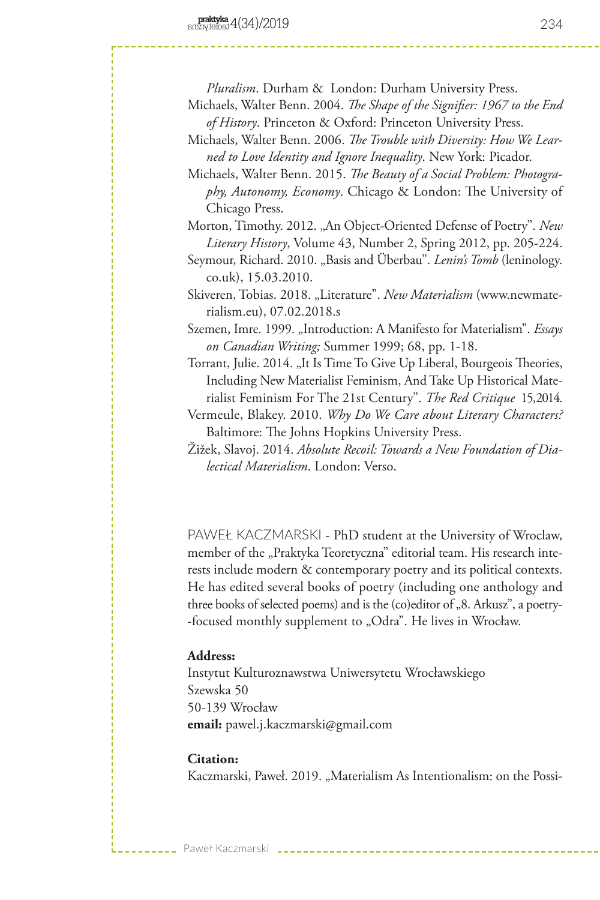*Pluralism*. Durham & London: Durham University Press.

Michaels, Walter Benn. 2004. *The Shape of the Signifier: 1967 to the End of History*. Princeton & Oxford: Princeton University Press.

Michaels, Walter Benn. 2006. *The Trouble with Diversity: How We Learned to Love Identity and Ignore Inequality*. New York: Picador.

Michaels, Walter Benn. 2015. *The Beauty of a Social Problem: Photography, Autonomy, Economy*. Chicago & London: The University of Chicago Press.

Morton, Timothy. 2012. „An Object-Oriented Defense of Poetry". *New Literary History*, Volume 43, Number 2, Spring 2012, pp. 205-224.

Seymour, Richard. 2010. „Basis and Überbau". *Lenin's Tomb* (leninology.co.uk), 15.03.2010.

Skiveren, Tobias. 2018. „Literature". *New Materialism* (www.newmaterialism.eu), 07.02.2018.s

Szemen, Imre. 1999. „Introduction: A Manifesto for Materialism". *Essays on Canadian Writing;* Summer 1999; 68, pp. 1-18.

Torrant, Julie. 2014. „It Is Time To Give Up Liberal, Bourgeois Theories, Including New Materialist Feminism, And Take Up Historical Materialist Feminism For The 21st Century". *The Red Critique* 15,2014.

Vermeule, Blakey. 2010. *Why Do We Care about Literary Characters?* Baltimore: The Johns Hopkins University Press.

Žižek, Slavoj. 2014. *Absolute Recoil: Towards a New Foundation of Dialectical Materialism*. London: Verso.

PAWEŁ KACZMARSKI - PhD student at the University of Wroclaw, member of the „Praktyka Teoretyczna" editorial team. His research interests include modern & contemporary poetry and its political contexts. He has edited several books of poetry (including one anthology and three books of selected poems) and is the (co)editor of „8. Arkusz", a poetry-focused monthly supplement to „Odra". He lives in Wrocław.

**Address:**
Instytut Kulturoznawstwa Uniwersytetu Wrocławskiego
Szewska 50
50-139 Wrocław
**email:** pawel.j.kaczmarski@gmail.com

**Citation:**
Kaczmarski, Paweł. 2019. „Materialism As Intentionalism: on the Possi-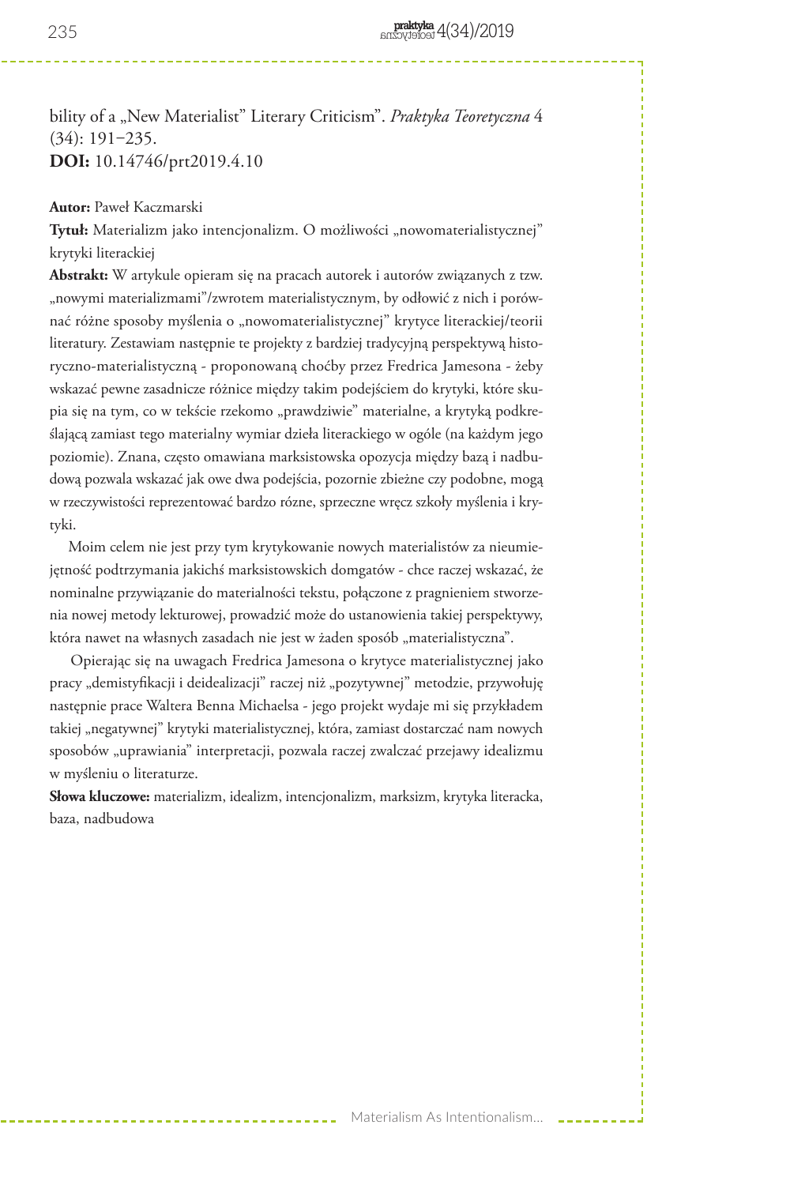bility of a „New Materialist" Literary Criticism". *Praktyka Teoretyczna* 4 (34): 191–235.
**DOI:** 10.14746/prt2019.4.10

**Autor:** Paweł Kaczmarski

**Tytuł:** Materializm jako intencjonalizm. O możliwości „nowomaterialistycznej" krytyki literackiej

**Abstrakt:** W artykule opieram się na pracach autorek i autorów związanych z tzw. „nowymi materializmami"/zwrotem materialistycznym, by odłowić z nich i porównać różne sposoby myślenia o „nowomaterialistycznej" krytyce literackiej/teorii literatury. Zestawiam następnie te projekty z bardziej tradycyjną perspektywą historyczno-materialistyczną - proponowaną choćby przez Fredrica Jamesona - żeby wskazać pewne zasadnicze różnice między takim podejściem do krytyki, które skupia się na tym, co w tekście rzekomo „prawdziwie" materialne, a krytyką podkreślającą zamiast tego materialny wymiar dzieła literackiego w ogóle (na każdym jego poziomie). Znana, często omawiana marksistowska opozycja między bazą i nadbudową pozwala wskazać jak owe dwa podejścia, pozornie zbieżne czy podobne, mogą w rzeczywistości reprezentować bardzo rózne, sprzeczne wręcz szkoły myślenia i krytyki.

Moim celem nie jest przy tym krytykowanie nowych materialistów za nieumiejętność podtrzymania jakichś marksistowskich domgatów - chce raczej wskazać, że nominalne przywiązanie do materialności tekstu, połączone z pragnieniem stworzenia nowej metody lekturowej, prowadzić może do ustanowienia takiej perspektywy, która nawet na własnych zasadach nie jest w żaden sposób „materialistyczna".

Opierając się na uwagach Fredrica Jamesona o krytyce materialistycznej jako pracy „demistyfikacji i deidealizacji" raczej niż „pozytywnej" metodzie, przywołuję następnie prace Waltera Benna Michaelsa - jego projekt wydaje mi się przykładem takiej „negatywnej" krytyki materialistycznej, która, zamiast dostarczać nam nowych sposobów „uprawiania" interpretacji, pozwala raczej zwalczać przejawy idealizmu w myśleniu o literaturze.

**Słowa kluczowe:** materializm, idealizm, intencjonalizm, marksizm, krytyka literacka, baza, nadbudowa